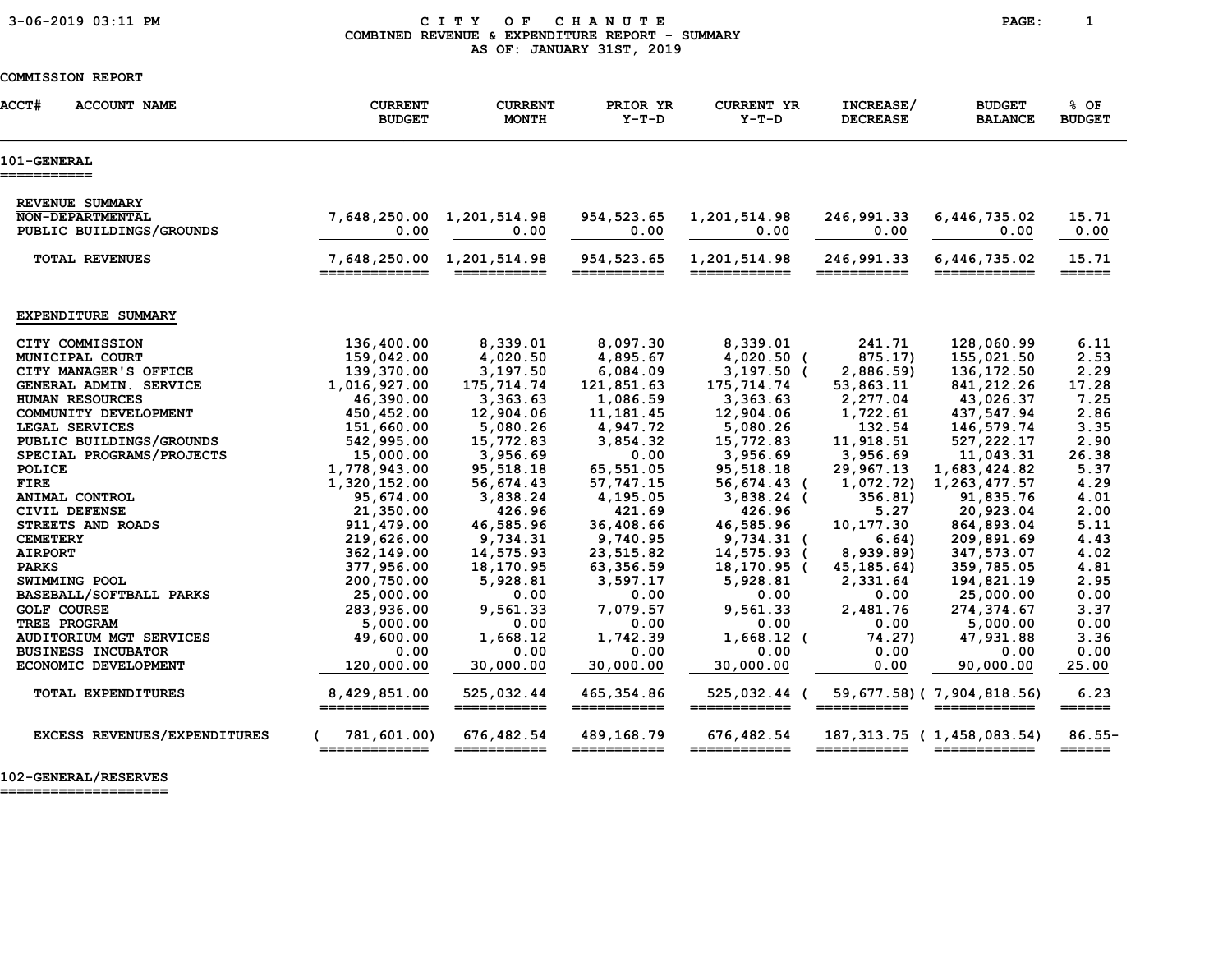3-06-2019 03:11 PM

# CITY OF CHANUTE
## COMBINED REVENUE & EXPENDITURE REPORT - SUMMARY
### AS OF: JANUARY 31ST, 2019

COMMISSION REPORT

| ACCT# ACCOUNT NAME | CURRENT BUDGET | CURRENT MONTH | PRIOR YR Y-T-D | CURRENT YR Y-T-D | INCREASE/ DECREASE | BUDGET BALANCE | % OF BUDGET |
|---|---|---|---|---|---|---|---|
| **101-GENERAL** | | | | | | | |
| REVENUE SUMMARY | | | | | | | |
| NON-DEPARTMENTAL | 7,648,250.00 | 1,201,514.98 | 954,523.65 | 1,201,514.98 | 246,991.33 | 6,446,735.02 | 15.71 |
| PUBLIC BUILDINGS/GROUNDS | 0.00 | 0.00 | 0.00 | 0.00 | 0.00 | 0.00 | 0.00 |
| TOTAL REVENUES | 7,648,250.00 | 1,201,514.98 | 954,523.65 | 1,201,514.98 | 246,991.33 | 6,446,735.02 | 15.71 |
| EXPENDITURE SUMMARY | | | | | | | |
| CITY COMMISSION | 136,400.00 | 8,339.01 | 8,097.30 | 8,339.01 | 241.71 | 128,060.99 | 6.11 |
| MUNICIPAL COURT | 159,042.00 | 4,020.50 | 4,895.67 | 4,020.50 | ( 875.17) | 155,021.50 | 2.53 |
| CITY MANAGER'S OFFICE | 139,370.00 | 3,197.50 | 6,084.09 | 3,197.50 | ( 2,886.59) | 136,172.50 | 2.29 |
| GENERAL ADMIN. SERVICE | 1,016,927.00 | 175,714.74 | 121,851.63 | 175,714.74 | 53,863.11 | 841,212.26 | 17.28 |
| HUMAN RESOURCES | 46,390.00 | 3,363.63 | 1,086.59 | 3,363.63 | 2,277.04 | 43,026.37 | 7.25 |
| COMMUNITY DEVELOPMENT | 450,452.00 | 12,904.06 | 11,181.45 | 12,904.06 | 1,722.61 | 437,547.94 | 2.86 |
| LEGAL SERVICES | 151,660.00 | 5,080.26 | 4,947.72 | 5,080.26 | 132.54 | 146,579.74 | 3.35 |
| PUBLIC BUILDINGS/GROUNDS | 542,995.00 | 15,772.83 | 3,854.32 | 15,772.83 | 11,918.51 | 527,222.17 | 2.90 |
| SPECIAL PROGRAMS/PROJECTS | 15,000.00 | 3,956.69 | 0.00 | 3,956.69 | 3,956.69 | 11,043.31 | 26.38 |
| POLICE | 1,778,943.00 | 95,518.18 | 65,551.05 | 95,518.18 | 29,967.13 | 1,683,424.82 | 5.37 |
| FIRE | 1,320,152.00 | 56,674.43 | 57,747.15 | 56,674.43 | ( 1,072.72) | 1,263,477.57 | 4.29 |
| ANIMAL CONTROL | 95,674.00 | 3,838.24 | 4,195.05 | 3,838.24 | ( 356.81) | 91,835.76 | 4.01 |
| CIVIL DEFENSE | 21,350.00 | 426.96 | 421.69 | 426.96 | 5.27 | 20,923.04 | 2.00 |
| STREETS AND ROADS | 911,479.00 | 46,585.96 | 36,408.66 | 46,585.96 | 10,177.30 | 864,893.04 | 5.11 |
| CEMETERY | 219,626.00 | 9,734.31 | 9,740.95 | 9,734.31 | ( 6.64) | 209,891.69 | 4.43 |
| AIRPORT | 362,149.00 | 14,575.93 | 23,515.82 | 14,575.93 | ( 8,939.89) | 347,573.07 | 4.02 |
| PARKS | 377,956.00 | 18,170.95 | 63,356.59 | 18,170.95 | ( 45,185.64) | 359,785.05 | 4.81 |
| SWIMMING POOL | 200,750.00 | 5,928.81 | 3,597.17 | 5,928.81 | 2,331.64 | 194,821.19 | 2.95 |
| BASEBALL/SOFTBALL PARKS | 25,000.00 | 0.00 | 0.00 | 0.00 | 0.00 | 25,000.00 | 0.00 |
| GOLF COURSE | 283,936.00 | 9,561.33 | 7,079.57 | 9,561.33 | 2,481.76 | 274,374.67 | 3.37 |
| TREE PROGRAM | 5,000.00 | 0.00 | 0.00 | 0.00 | 0.00 | 5,000.00 | 0.00 |
| AUDITORIUM MGT SERVICES | 49,600.00 | 1,668.12 | 1,742.39 | 1,668.12 | ( 74.27) | 47,931.88 | 3.36 |
| BUSINESS INCUBATOR | 0.00 | 0.00 | 0.00 | 0.00 | 0.00 | 0.00 | 0.00 |
| ECONOMIC DEVELOPMENT | 120,000.00 | 30,000.00 | 30,000.00 | 30,000.00 | 0.00 | 90,000.00 | 25.00 |
| TOTAL EXPENDITURES | 8,429,851.00 | 525,032.44 | 465,354.86 | 525,032.44 | ( 59,677.58) | ( 7,904,818.56) | 6.23 |
| EXCESS REVENUES/EXPENDITURES | ( 781,601.00) | 676,482.54 | 489,168.79 | 676,482.54 | 187,313.75 | ( 1,458,083.54) | 86.55- |

**102-GENERAL/RESERVES**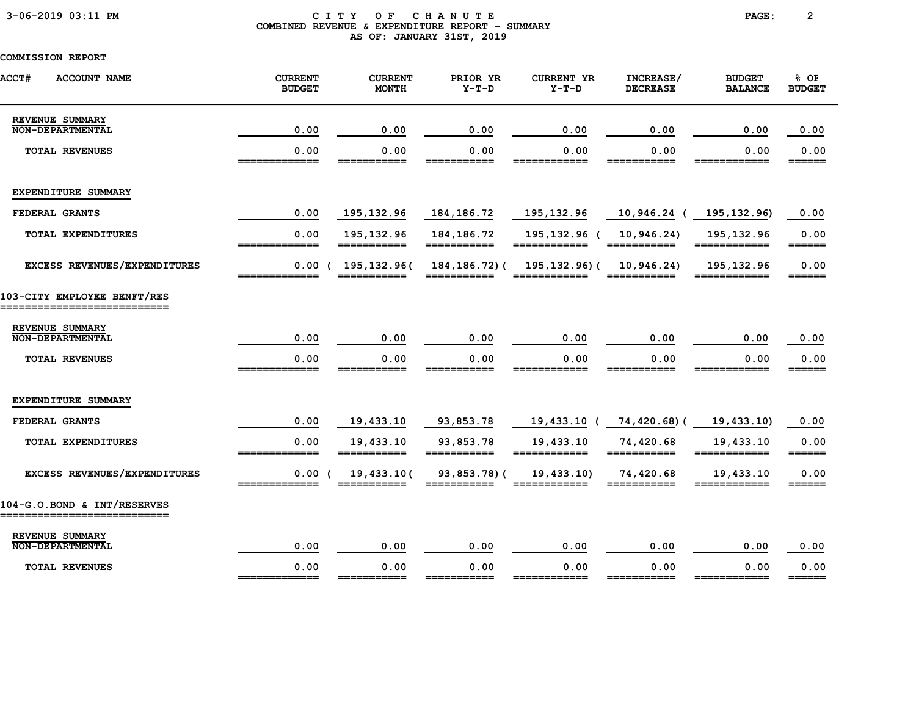CITY OF CHANUTE
COMBINED REVENUE & EXPENDITURE REPORT - SUMMARY
AS OF: JANUARY 31ST, 2019

COMMISSION REPORT

| ACCT# ACCOUNT NAME | CURRENT BUDGET | CURRENT MONTH | PRIOR YR Y-T-D | CURRENT YR Y-T-D | INCREASE/ DECREASE | BUDGET BALANCE | % OF BUDGET |
|---|---|---|---|---|---|---|---|
| REVENUE SUMMARY | | | | | | | |
| NON-DEPARTMENTAL | 0.00 | 0.00 | 0.00 | 0.00 | 0.00 | 0.00 | 0.00 |
| TOTAL REVENUES | 0.00 | 0.00 | 0.00 | 0.00 | 0.00 | 0.00 | 0.00 |
| EXPENDITURE SUMMARY | | | | | | | |
| FEDERAL GRANTS | 0.00 | 195,132.96 | 184,186.72 | 195,132.96 | 10,946.24 | ( 195,132.96) | 0.00 |
| TOTAL EXPENDITURES | 0.00 | 195,132.96 | 184,186.72 | 195,132.96 | ( 10,946.24) | 195,132.96 | 0.00 |
| EXCESS REVENUES/EXPENDITURES | 0.00 | ( 195,132.96) | ( 184,186.72) | ( 195,132.96) | ( 10,946.24) | 195,132.96 | 0.00 |
| **103-CITY EMPLOYEE BENFT/RES** | | | | | | | |
| REVENUE SUMMARY | | | | | | | |
| NON-DEPARTMENTAL | 0.00 | 0.00 | 0.00 | 0.00 | 0.00 | 0.00 | 0.00 |
| TOTAL REVENUES | 0.00 | 0.00 | 0.00 | 0.00 | 0.00 | 0.00 | 0.00 |
| EXPENDITURE SUMMARY | | | | | | | |
| FEDERAL GRANTS | 0.00 | 19,433.10 | 93,853.78 | 19,433.10 | ( 74,420.68) | ( 19,433.10) | 0.00 |
| TOTAL EXPENDITURES | 0.00 | 19,433.10 | 93,853.78 | 19,433.10 | 74,420.68 | 19,433.10 | 0.00 |
| EXCESS REVENUES/EXPENDITURES | 0.00 | ( 19,433.10) | ( 93,853.78) | ( 19,433.10) | 74,420.68 | 19,433.10 | 0.00 |
| **104-G.O.BOND & INT/RESERVES** | | | | | | | |
| REVENUE SUMMARY | | | | | | | |
| NON-DEPARTMENTAL | 0.00 | 0.00 | 0.00 | 0.00 | 0.00 | 0.00 | 0.00 |
| TOTAL REVENUES | 0.00 | 0.00 | 0.00 | 0.00 | 0.00 | 0.00 | 0.00 |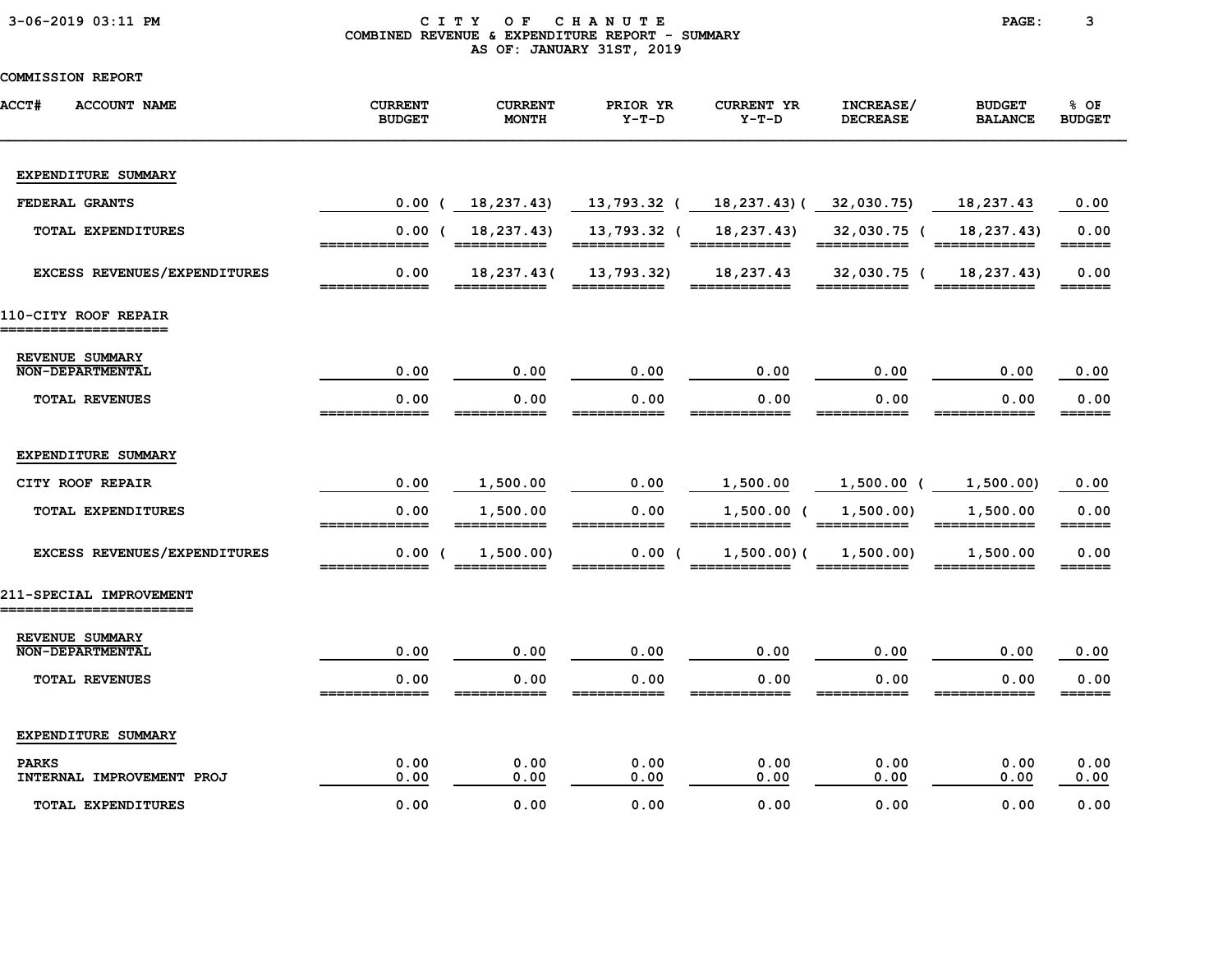**CITY OF CHANUTE**
**COMBINED REVENUE & EXPENDITURE REPORT - SUMMARY**
**AS OF: JANUARY 31ST, 2019**

COMMISSION REPORT

| ACCT# ACCOUNT NAME | CURRENT BUDGET | CURRENT MONTH | PRIOR YR Y-T-D | CURRENT YR Y-T-D | INCREASE/ DECREASE | BUDGET BALANCE | % OF BUDGET |
|---|---|---|---|---|---|---|---|
| **EXPENDITURE SUMMARY** | | | | | | | |
| FEDERAL GRANTS | 0.00 | (18,237.43) | 13,793.32 | (18,237.43) | (32,030.75) | 18,237.43 | 0.00 |
| TOTAL EXPENDITURES | 0.00 | (18,237.43) | 13,793.32 | (18,237.43) | 32,030.75 | (18,237.43) | 0.00 |
| EXCESS REVENUES/EXPENDITURES | 0.00 | 18,237.43 | (13,793.32) | 18,237.43 | 32,030.75 | (18,237.43) | 0.00 |
| **110-CITY ROOF REPAIR** | | | | | | | |
| **REVENUE SUMMARY** | | | | | | | |
| NON-DEPARTMENTAL | 0.00 | 0.00 | 0.00 | 0.00 | 0.00 | 0.00 | 0.00 |
| TOTAL REVENUES | 0.00 | 0.00 | 0.00 | 0.00 | 0.00 | 0.00 | 0.00 |
| **EXPENDITURE SUMMARY** | | | | | | | |
| CITY ROOF REPAIR | 0.00 | 1,500.00 | 0.00 | 1,500.00 | 1,500.00 | (1,500.00) | 0.00 |
| TOTAL EXPENDITURES | 0.00 | 1,500.00 | 0.00 | 1,500.00 | (1,500.00) | 1,500.00 | 0.00 |
| EXCESS REVENUES/EXPENDITURES | 0.00 | (1,500.00) | 0.00 | (1,500.00) | (1,500.00) | 1,500.00 | 0.00 |
| **211-SPECIAL IMPROVEMENT** | | | | | | | |
| **REVENUE SUMMARY** | | | | | | | |
| NON-DEPARTMENTAL | 0.00 | 0.00 | 0.00 | 0.00 | 0.00 | 0.00 | 0.00 |
| TOTAL REVENUES | 0.00 | 0.00 | 0.00 | 0.00 | 0.00 | 0.00 | 0.00 |
| **EXPENDITURE SUMMARY** | | | | | | | |
| PARKS | 0.00 | 0.00 | 0.00 | 0.00 | 0.00 | 0.00 | 0.00 |
| INTERNAL IMPROVEMENT PROJ | 0.00 | 0.00 | 0.00 | 0.00 | 0.00 | 0.00 | 0.00 |
| TOTAL EXPENDITURES | 0.00 | 0.00 | 0.00 | 0.00 | 0.00 | 0.00 | 0.00 |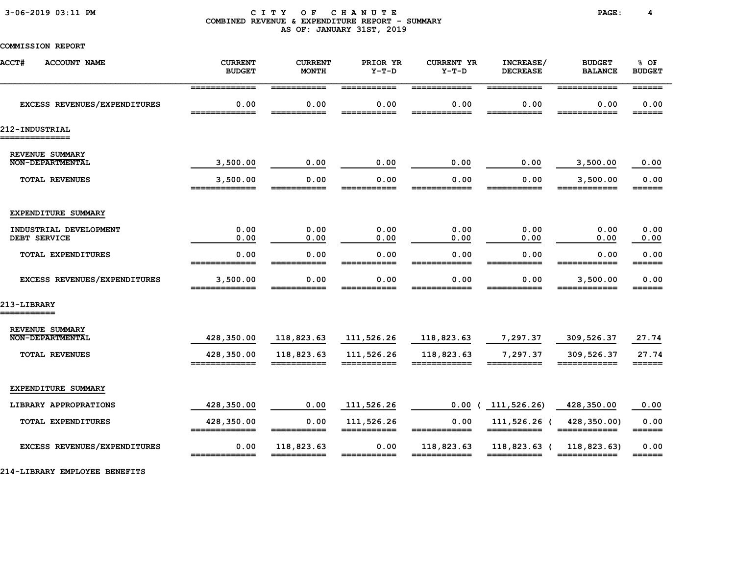# CITY OF CHANUTE
## COMBINED REVENUE & EXPENDITURE REPORT - SUMMARY
### AS OF: JANUARY 31ST, 2019

COMMISSION REPORT

| ACCT# ACCOUNT NAME | CURRENT BUDGET | CURRENT MONTH | PRIOR YR Y-T-D | CURRENT YR Y-T-D | INCREASE/ DECREASE | BUDGET BALANCE | % OF BUDGET |
|---|---|---|---|---|---|---|---|
| EXCESS REVENUES/EXPENDITURES | 0.00 | 0.00 | 0.00 | 0.00 | 0.00 | 0.00 | 0.00 |
| **212-INDUSTRIAL** | | | | | | | |
| REVENUE SUMMARY | | | | | | | |
| NON-DEPARTMENTAL | 3,500.00 | 0.00 | 0.00 | 0.00 | 0.00 | 3,500.00 | 0.00 |
| TOTAL REVENUES | 3,500.00 | 0.00 | 0.00 | 0.00 | 0.00 | 3,500.00 | 0.00 |
| EXPENDITURE SUMMARY | | | | | | | |
| INDUSTRIAL DEVELOPMENT | 0.00 | 0.00 | 0.00 | 0.00 | 0.00 | 0.00 | 0.00 |
| DEBT SERVICE | 0.00 | 0.00 | 0.00 | 0.00 | 0.00 | 0.00 | 0.00 |
| TOTAL EXPENDITURES | 0.00 | 0.00 | 0.00 | 0.00 | 0.00 | 0.00 | 0.00 |
| EXCESS REVENUES/EXPENDITURES | 3,500.00 | 0.00 | 0.00 | 0.00 | 0.00 | 3,500.00 | 0.00 |
| **213-LIBRARY** | | | | | | | |
| REVENUE SUMMARY | | | | | | | |
| NON-DEPARTMENTAL | 428,350.00 | 118,823.63 | 111,526.26 | 118,823.63 | 7,297.37 | 309,526.37 | 27.74 |
| TOTAL REVENUES | 428,350.00 | 118,823.63 | 111,526.26 | 118,823.63 | 7,297.37 | 309,526.37 | 27.74 |
| EXPENDITURE SUMMARY | | | | | | | |
| LIBRARY APPROPRATIONS | 428,350.00 | 0.00 | 111,526.26 | 0.00 | ( 111,526.26) | 428,350.00 | 0.00 |
| TOTAL EXPENDITURES | 428,350.00 | 0.00 | 111,526.26 | 0.00 | 111,526.26 | ( 428,350.00) | 0.00 |
| EXCESS REVENUES/EXPENDITURES | 0.00 | 118,823.63 | 0.00 | 118,823.63 | 118,823.63 | ( 118,823.63) | 0.00 |

**214-LIBRARY EMPLOYEE BENEFITS**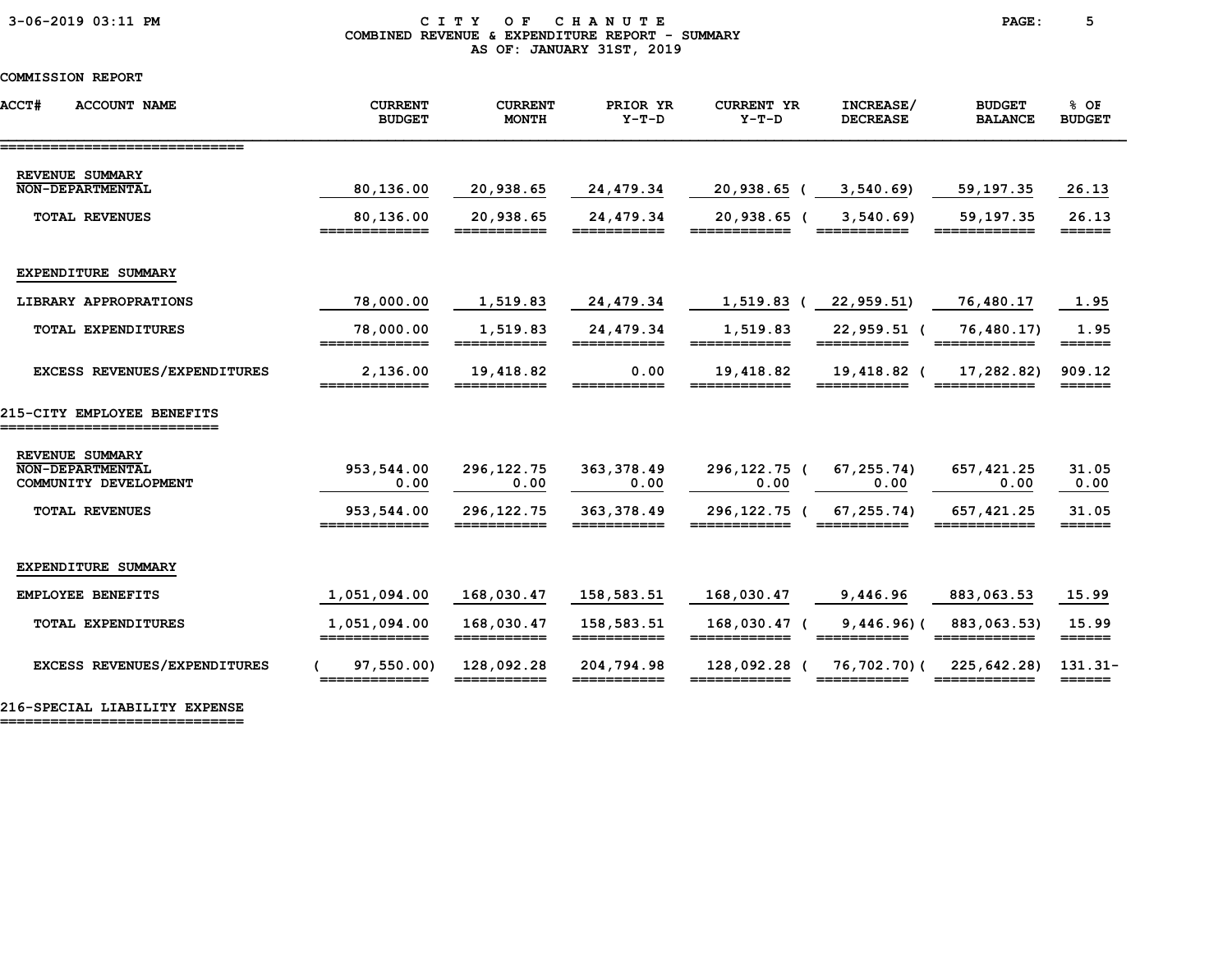CITY OF CHANUTE
COMBINED REVENUE & EXPENDITURE REPORT - SUMMARY
AS OF: JANUARY 31ST, 2019

COMMISSION REPORT

| ACCT# ACCOUNT NAME | CURRENT BUDGET | CURRENT MONTH | PRIOR YR Y-T-D | CURRENT YR Y-T-D | INCREASE/ DECREASE | BUDGET BALANCE | % OF BUDGET |
|---|---|---|---|---|---|---|---|
| **REVENUE SUMMARY** | | | | | | | |
| NON-DEPARTMENTAL | 80,136.00 | 20,938.65 | 24,479.34 | 20,938.65 | ( 3,540.69) | 59,197.35 | 26.13 |
| TOTAL REVENUES | 80,136.00 | 20,938.65 | 24,479.34 | 20,938.65 | ( 3,540.69) | 59,197.35 | 26.13 |
| **EXPENDITURE SUMMARY** | | | | | | | |
| LIBRARY APPROPRATIONS | 78,000.00 | 1,519.83 | 24,479.34 | 1,519.83 | ( 22,959.51) | 76,480.17 | 1.95 |
| TOTAL EXPENDITURES | 78,000.00 | 1,519.83 | 24,479.34 | 1,519.83 | 22,959.51 | ( 76,480.17) | 1.95 |
| EXCESS REVENUES/EXPENDITURES | 2,136.00 | 19,418.82 | 0.00 | 19,418.82 | 19,418.82 | ( 17,282.82) | 909.12 |

## 215-CITY EMPLOYEE BENEFITS

| ACCT# ACCOUNT NAME | CURRENT BUDGET | CURRENT MONTH | PRIOR YR Y-T-D | CURRENT YR Y-T-D | INCREASE/ DECREASE | BUDGET BALANCE | % OF BUDGET |
|---|---|---|---|---|---|---|---|
| **REVENUE SUMMARY** | | | | | | | |
| NON-DEPARTMENTAL | 953,544.00 | 296,122.75 | 363,378.49 | 296,122.75 | ( 67,255.74) | 657,421.25 | 31.05 |
| COMMUNITY DEVELOPMENT | 0.00 | 0.00 | 0.00 | 0.00 | 0.00 | 0.00 | 0.00 |
| TOTAL REVENUES | 953,544.00 | 296,122.75 | 363,378.49 | 296,122.75 | ( 67,255.74) | 657,421.25 | 31.05 |
| **EXPENDITURE SUMMARY** | | | | | | | |
| EMPLOYEE BENEFITS | 1,051,094.00 | 168,030.47 | 158,583.51 | 168,030.47 | 9,446.96 | 883,063.53 | 15.99 |
| TOTAL EXPENDITURES | 1,051,094.00 | 168,030.47 | 158,583.51 | 168,030.47 | ( 9,446.96) | ( 883,063.53) | 15.99 |
| EXCESS REVENUES/EXPENDITURES | ( 97,550.00) | 128,092.28 | 204,794.98 | 128,092.28 | ( 76,702.70) | ( 225,642.28) | 131.31- |

## 216-SPECIAL LIABILITY EXPENSE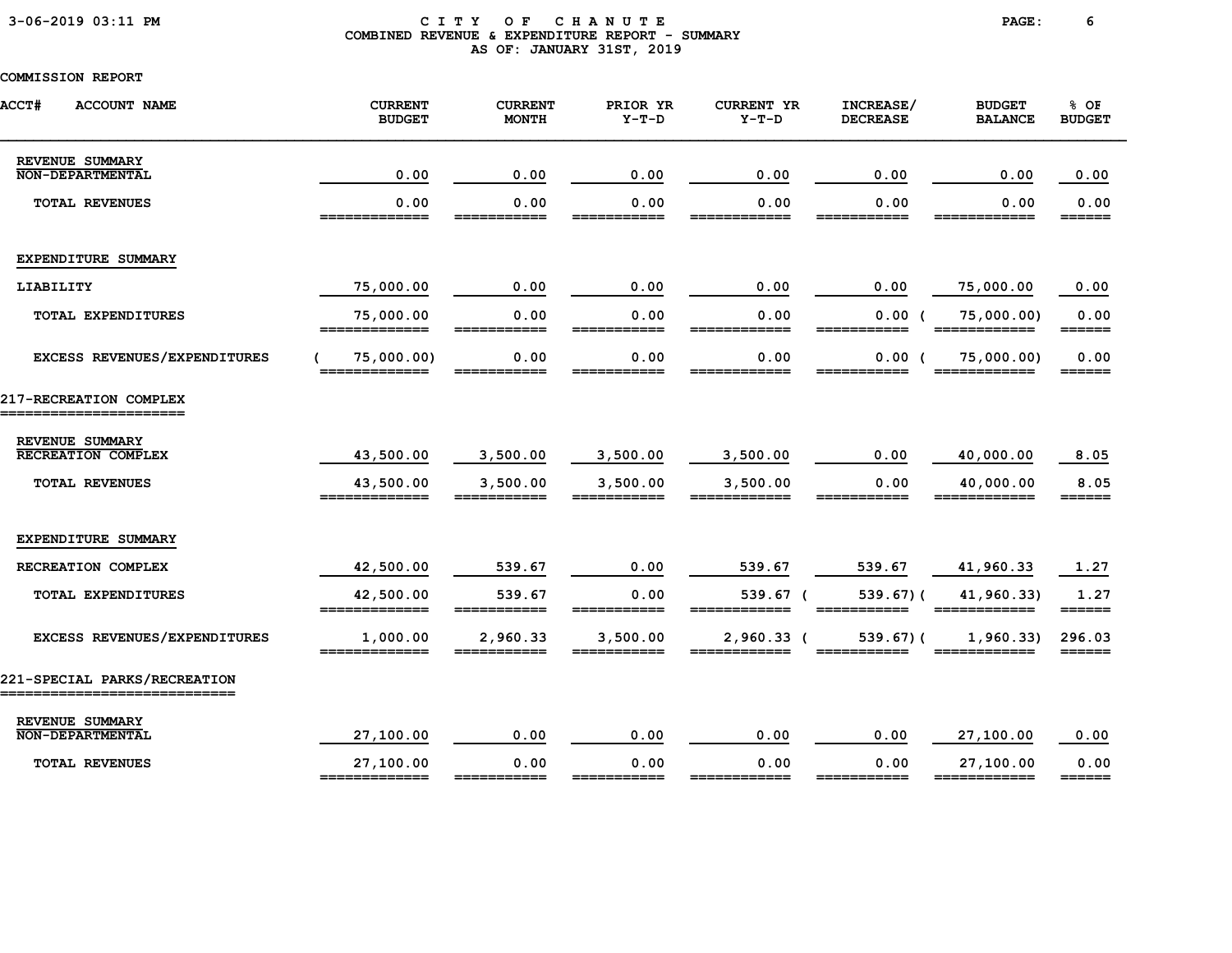COMMISSION REPORT

| ACCT# ACCOUNT NAME | CURRENT BUDGET | CURRENT MONTH | PRIOR YR Y-T-D | CURRENT YR Y-T-D | INCREASE/ DECREASE | BUDGET BALANCE | % OF BUDGET |
|---|---|---|---|---|---|---|---|
| **REVENUE SUMMARY** | | | | | | | |
| NON-DEPARTMENTAL | 0.00 | 0.00 | 0.00 | 0.00 | 0.00 | 0.00 | 0.00 |
| TOTAL REVENUES | 0.00 | 0.00 | 0.00 | 0.00 | 0.00 | 0.00 | 0.00 |
| **EXPENDITURE SUMMARY** | | | | | | | |
| LIABILITY | 75,000.00 | 0.00 | 0.00 | 0.00 | 0.00 | 75,000.00 | 0.00 |
| TOTAL EXPENDITURES | 75,000.00 | 0.00 | 0.00 | 0.00 | 0.00 | (75,000.00) | 0.00 |
| EXCESS REVENUES/EXPENDITURES | (75,000.00) | 0.00 | 0.00 | 0.00 | 0.00 | (75,000.00) | 0.00 |
| **217-RECREATION COMPLEX** | | | | | | | |
| **REVENUE SUMMARY** | | | | | | | |
| RECREATION COMPLEX | 43,500.00 | 3,500.00 | 3,500.00 | 3,500.00 | 0.00 | 40,000.00 | 8.05 |
| TOTAL REVENUES | 43,500.00 | 3,500.00 | 3,500.00 | 3,500.00 | 0.00 | 40,000.00 | 8.05 |
| **EXPENDITURE SUMMARY** | | | | | | | |
| RECREATION COMPLEX | 42,500.00 | 539.67 | 0.00 | 539.67 | 539.67 | 41,960.33 | 1.27 |
| TOTAL EXPENDITURES | 42,500.00 | 539.67 | 0.00 | 539.67 | (539.67) | (41,960.33) | 1.27 |
| EXCESS REVENUES/EXPENDITURES | 1,000.00 | 2,960.33 | 3,500.00 | 2,960.33 | (539.67) | (1,960.33) | 296.03 |
| **221-SPECIAL PARKS/RECREATION** | | | | | | | |
| **REVENUE SUMMARY** | | | | | | | |
| NON-DEPARTMENTAL | 27,100.00 | 0.00 | 0.00 | 0.00 | 0.00 | 27,100.00 | 0.00 |
| TOTAL REVENUES | 27,100.00 | 0.00 | 0.00 | 0.00 | 0.00 | 27,100.00 | 0.00 |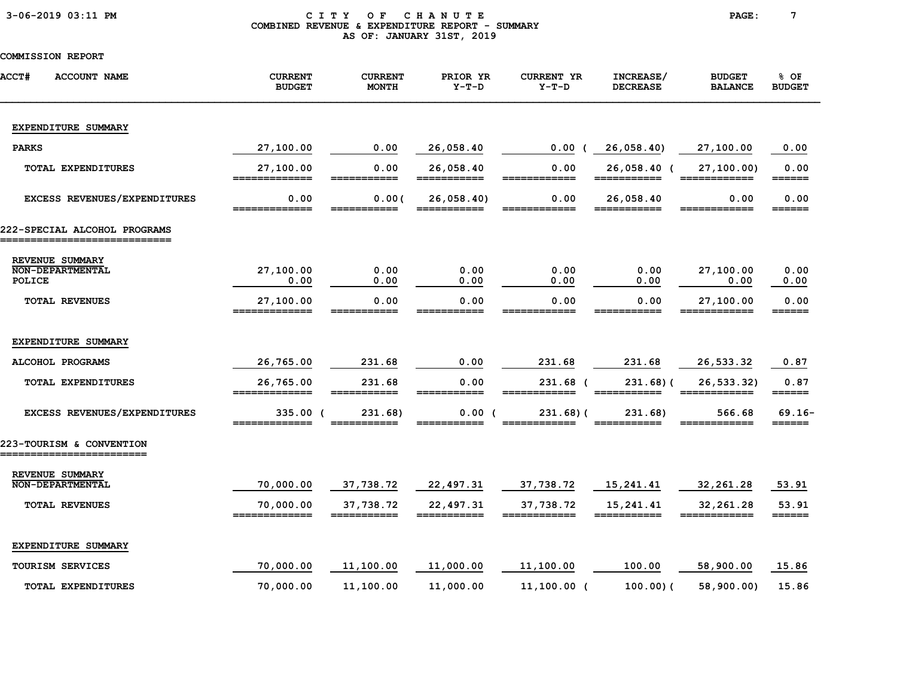COMBINED REVENUE & EXPENDITURE REPORT - SUMMARY

AS OF: JANUARY 31ST, 2019

COMMISSION REPORT

| ACCT# ACCOUNT NAME | CURRENT BUDGET | CURRENT MONTH | PRIOR YR Y-T-D | CURRENT YR Y-T-D | INCREASE/ DECREASE | BUDGET BALANCE | % OF BUDGET |
|---|---|---|---|---|---|---|---|
| **EXPENDITURE SUMMARY** | | | | | | | |
| PARKS | 27,100.00 | 0.00 | 26,058.40 | 0.00 | (26,058.40) | 27,100.00 | 0.00 |
| TOTAL EXPENDITURES | 27,100.00 | 0.00 | 26,058.40 | 0.00 | 26,058.40 | (27,100.00) | 0.00 |
| EXCESS REVENUES/EXPENDITURES | 0.00 | 0.00 | (26,058.40) | 0.00 | 26,058.40 | 0.00 | 0.00 |

## 222-SPECIAL ALCOHOL PROGRAMS

| ACCT# ACCOUNT NAME | CURRENT BUDGET | CURRENT MONTH | PRIOR YR Y-T-D | CURRENT YR Y-T-D | INCREASE/ DECREASE | BUDGET BALANCE | % OF BUDGET |
|---|---|---|---|---|---|---|---|
| **REVENUE SUMMARY** | | | | | | | |
| NON-DEPARTMENTAL | 27,100.00 | 0.00 | 0.00 | 0.00 | 0.00 | 27,100.00 | 0.00 |
| POLICE | 0.00 | 0.00 | 0.00 | 0.00 | 0.00 | 0.00 | 0.00 |
| TOTAL REVENUES | 27,100.00 | 0.00 | 0.00 | 0.00 | 0.00 | 27,100.00 | 0.00 |
| **EXPENDITURE SUMMARY** | | | | | | | |
| ALCOHOL PROGRAMS | 26,765.00 | 231.68 | 0.00 | 231.68 | 231.68 | 26,533.32 | 0.87 |
| TOTAL EXPENDITURES | 26,765.00 | 231.68 | 0.00 | 231.68 | (231.68) | (26,533.32) | 0.87 |
| EXCESS REVENUES/EXPENDITURES | 335.00 | (231.68) | 0.00 | (231.68) | (231.68) | 566.68 | 69.16- |

## 223-TOURISM & CONVENTION

| ACCT# ACCOUNT NAME | CURRENT BUDGET | CURRENT MONTH | PRIOR YR Y-T-D | CURRENT YR Y-T-D | INCREASE/ DECREASE | BUDGET BALANCE | % OF BUDGET |
|---|---|---|---|---|---|---|---|
| **REVENUE SUMMARY** | | | | | | | |
| NON-DEPARTMENTAL | 70,000.00 | 37,738.72 | 22,497.31 | 37,738.72 | 15,241.41 | 32,261.28 | 53.91 |
| TOTAL REVENUES | 70,000.00 | 37,738.72 | 22,497.31 | 37,738.72 | 15,241.41 | 32,261.28 | 53.91 |
| **EXPENDITURE SUMMARY** | | | | | | | |
| TOURISM SERVICES | 70,000.00 | 11,100.00 | 11,000.00 | 11,100.00 | 100.00 | 58,900.00 | 15.86 |
| TOTAL EXPENDITURES | 70,000.00 | 11,100.00 | 11,000.00 | 11,100.00 | (100.00) | (58,900.00) | 15.86 |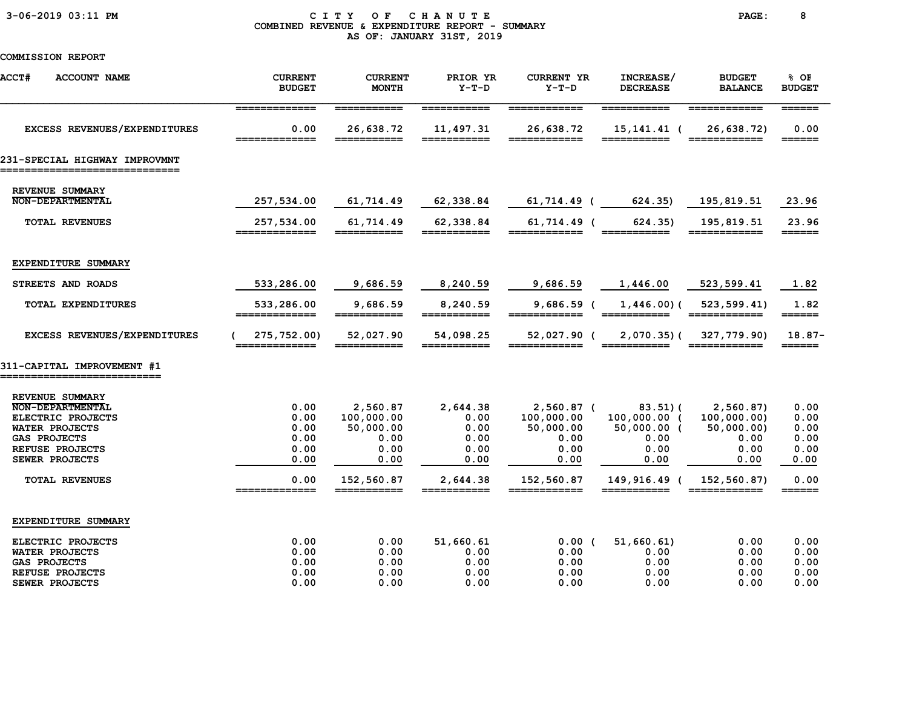# CITY OF CHANUTE

## COMBINED REVENUE & EXPENDITURE REPORT - SUMMARY

AS OF: JANUARY 31ST, 2019

COMMISSION REPORT

| ACCT# ACCOUNT NAME | CURRENT BUDGET | CURRENT MONTH | PRIOR YR Y-T-D | CURRENT YR Y-T-D | INCREASE/ DECREASE | BUDGET BALANCE | % OF BUDGET |
|---|---|---|---|---|---|---|---|
| EXCESS REVENUES/EXPENDITURES | 0.00 | 26,638.72 | 11,497.31 | 26,638.72 | 15,141.41 | ( 26,638.72) | 0.00 |
| **231-SPECIAL HIGHWAY IMPROVMNT** | | | | | | | |
| REVENUE SUMMARY | | | | | | | |
| NON-DEPARTMENTAL | 257,534.00 | 61,714.49 | 62,338.84 | 61,714.49 | ( 624.35) | 195,819.51 | 23.96 |
| TOTAL REVENUES | 257,534.00 | 61,714.49 | 62,338.84 | 61,714.49 | ( 624.35) | 195,819.51 | 23.96 |
| EXPENDITURE SUMMARY | | | | | | | |
| STREETS AND ROADS | 533,286.00 | 9,686.59 | 8,240.59 | 9,686.59 | 1,446.00 | 523,599.41 | 1.82 |
| TOTAL EXPENDITURES | 533,286.00 | 9,686.59 | 8,240.59 | 9,686.59 | ( 1,446.00) | ( 523,599.41) | 1.82 |
| EXCESS REVENUES/EXPENDITURES | ( 275,752.00) | 52,027.90 | 54,098.25 | 52,027.90 | ( 2,070.35) | ( 327,779.90) | 18.87- |
| **311-CAPITAL IMPROVEMENT #1** | | | | | | | |
| REVENUE SUMMARY | | | | | | | |
| NON-DEPARTMENTAL | 0.00 | 2,560.87 | 2,644.38 | 2,560.87 | ( 83.51) | ( 2,560.87) | 0.00 |
| ELECTRIC PROJECTS | 0.00 | 100,000.00 | 0.00 | 100,000.00 | 100,000.00 | ( 100,000.00) | 0.00 |
| WATER PROJECTS | 0.00 | 50,000.00 | 0.00 | 50,000.00 | 50,000.00 | ( 50,000.00) | 0.00 |
| GAS PROJECTS | 0.00 | 0.00 | 0.00 | 0.00 | 0.00 | 0.00 | 0.00 |
| REFUSE PROJECTS | 0.00 | 0.00 | 0.00 | 0.00 | 0.00 | 0.00 | 0.00 |
| SEWER PROJECTS | 0.00 | 0.00 | 0.00 | 0.00 | 0.00 | 0.00 | 0.00 |
| TOTAL REVENUES | 0.00 | 152,560.87 | 2,644.38 | 152,560.87 | 149,916.49 | ( 152,560.87) | 0.00 |
| EXPENDITURE SUMMARY | | | | | | | |
| ELECTRIC PROJECTS | 0.00 | 0.00 | 51,660.61 | 0.00 | ( 51,660.61) | 0.00 | 0.00 |
| WATER PROJECTS | 0.00 | 0.00 | 0.00 | 0.00 | 0.00 | 0.00 | 0.00 |
| GAS PROJECTS | 0.00 | 0.00 | 0.00 | 0.00 | 0.00 | 0.00 | 0.00 |
| REFUSE PROJECTS | 0.00 | 0.00 | 0.00 | 0.00 | 0.00 | 0.00 | 0.00 |
| SEWER PROJECTS | 0.00 | 0.00 | 0.00 | 0.00 | 0.00 | 0.00 | 0.00 |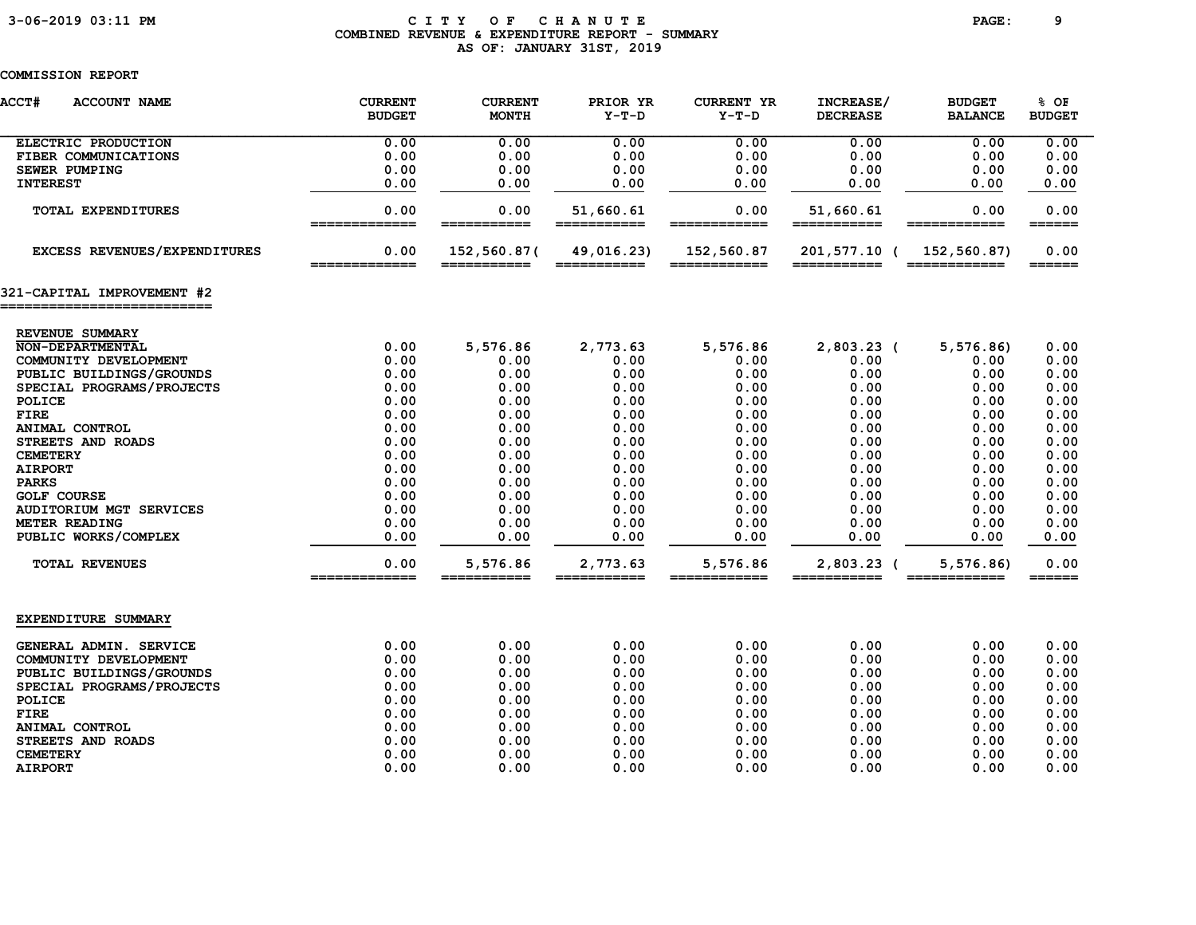COMMISSION REPORT

| ACCT# ACCOUNT NAME | CURRENT BUDGET | CURRENT MONTH | PRIOR YR Y-T-D | CURRENT YR Y-T-D | INCREASE/ DECREASE | BUDGET BALANCE | % OF BUDGET |
|---|---|---|---|---|---|---|---|
| ELECTRIC PRODUCTION | 0.00 | 0.00 | 0.00 | 0.00 | 0.00 | 0.00 | 0.00 |
| FIBER COMMUNICATIONS | 0.00 | 0.00 | 0.00 | 0.00 | 0.00 | 0.00 | 0.00 |
| SEWER PUMPING | 0.00 | 0.00 | 0.00 | 0.00 | 0.00 | 0.00 | 0.00 |
| INTEREST | 0.00 | 0.00 | 0.00 | 0.00 | 0.00 | 0.00 | 0.00 |
| TOTAL EXPENDITURES | 0.00 | 0.00 | 51,660.61 | 0.00 | 51,660.61 | 0.00 | 0.00 |
| EXCESS REVENUES/EXPENDITURES | 0.00 | 152,560.87( | 49,016.23) | 152,560.87 | 201,577.10 ( | 152,560.87) | 0.00 |

## 321-CAPITAL IMPROVEMENT #2

| ACCT# ACCOUNT NAME | CURRENT BUDGET | CURRENT MONTH | PRIOR YR Y-T-D | CURRENT YR Y-T-D | INCREASE/ DECREASE | BUDGET BALANCE | % OF BUDGET |
|---|---|---|---|---|---|---|---|
| REVENUE SUMMARY | | | | | | | |
| NON-DEPARTMENTAL | 0.00 | 5,576.86 | 2,773.63 | 5,576.86 | 2,803.23 ( | 5,576.86) | 0.00 |
| COMMUNITY DEVELOPMENT | 0.00 | 0.00 | 0.00 | 0.00 | 0.00 | 0.00 | 0.00 |
| PUBLIC BUILDINGS/GROUNDS | 0.00 | 0.00 | 0.00 | 0.00 | 0.00 | 0.00 | 0.00 |
| SPECIAL PROGRAMS/PROJECTS | 0.00 | 0.00 | 0.00 | 0.00 | 0.00 | 0.00 | 0.00 |
| POLICE | 0.00 | 0.00 | 0.00 | 0.00 | 0.00 | 0.00 | 0.00 |
| FIRE | 0.00 | 0.00 | 0.00 | 0.00 | 0.00 | 0.00 | 0.00 |
| ANIMAL CONTROL | 0.00 | 0.00 | 0.00 | 0.00 | 0.00 | 0.00 | 0.00 |
| STREETS AND ROADS | 0.00 | 0.00 | 0.00 | 0.00 | 0.00 | 0.00 | 0.00 |
| CEMETERY | 0.00 | 0.00 | 0.00 | 0.00 | 0.00 | 0.00 | 0.00 |
| AIRPORT | 0.00 | 0.00 | 0.00 | 0.00 | 0.00 | 0.00 | 0.00 |
| PARKS | 0.00 | 0.00 | 0.00 | 0.00 | 0.00 | 0.00 | 0.00 |
| GOLF COURSE | 0.00 | 0.00 | 0.00 | 0.00 | 0.00 | 0.00 | 0.00 |
| AUDITORIUM MGT SERVICES | 0.00 | 0.00 | 0.00 | 0.00 | 0.00 | 0.00 | 0.00 |
| METER READING | 0.00 | 0.00 | 0.00 | 0.00 | 0.00 | 0.00 | 0.00 |
| PUBLIC WORKS/COMPLEX | 0.00 | 0.00 | 0.00 | 0.00 | 0.00 | 0.00 | 0.00 |
| TOTAL REVENUES | 0.00 | 5,576.86 | 2,773.63 | 5,576.86 | 2,803.23 ( | 5,576.86) | 0.00 |
| EXPENDITURE SUMMARY | | | | | | | |
| GENERAL ADMIN. SERVICE | 0.00 | 0.00 | 0.00 | 0.00 | 0.00 | 0.00 | 0.00 |
| COMMUNITY DEVELOPMENT | 0.00 | 0.00 | 0.00 | 0.00 | 0.00 | 0.00 | 0.00 |
| PUBLIC BUILDINGS/GROUNDS | 0.00 | 0.00 | 0.00 | 0.00 | 0.00 | 0.00 | 0.00 |
| SPECIAL PROGRAMS/PROJECTS | 0.00 | 0.00 | 0.00 | 0.00 | 0.00 | 0.00 | 0.00 |
| POLICE | 0.00 | 0.00 | 0.00 | 0.00 | 0.00 | 0.00 | 0.00 |
| FIRE | 0.00 | 0.00 | 0.00 | 0.00 | 0.00 | 0.00 | 0.00 |
| ANIMAL CONTROL | 0.00 | 0.00 | 0.00 | 0.00 | 0.00 | 0.00 | 0.00 |
| STREETS AND ROADS | 0.00 | 0.00 | 0.00 | 0.00 | 0.00 | 0.00 | 0.00 |
| CEMETERY | 0.00 | 0.00 | 0.00 | 0.00 | 0.00 | 0.00 | 0.00 |
| AIRPORT | 0.00 | 0.00 | 0.00 | 0.00 | 0.00 | 0.00 | 0.00 |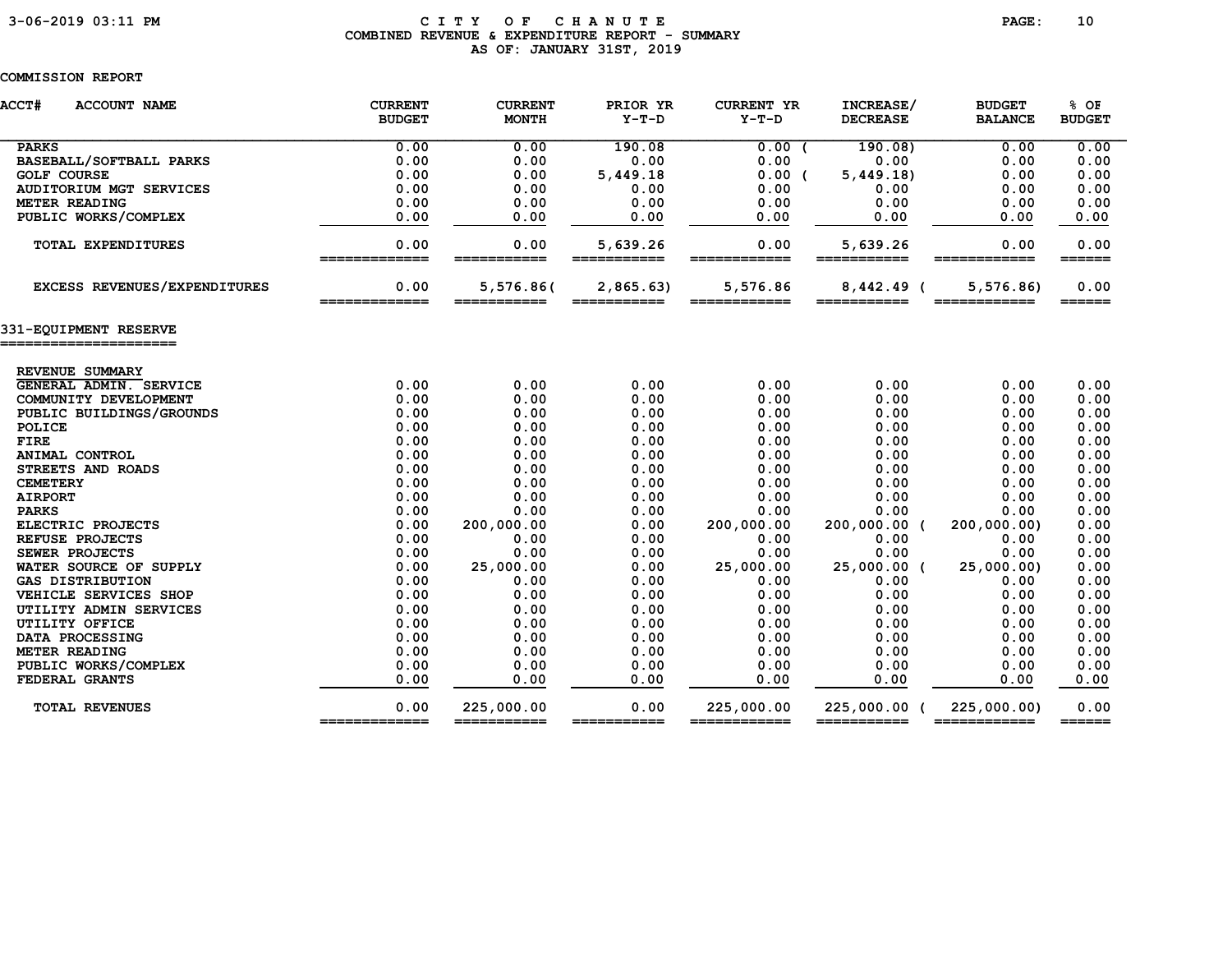CITY OF CHANUTE
COMBINED REVENUE & EXPENDITURE REPORT - SUMMARY
AS OF: JANUARY 31ST, 2019

COMMISSION REPORT

| ACCT# ACCOUNT NAME | CURRENT BUDGET | CURRENT MONTH | PRIOR YR Y-T-D | CURRENT YR Y-T-D | INCREASE/ DECREASE | BUDGET BALANCE | % OF BUDGET |
|---|---|---|---|---|---|---|---|
| PARKS | 0.00 | 0.00 | 190.08 | 0.00 | (190.08) | 0.00 | 0.00 |
| BASEBALL/SOFTBALL PARKS | 0.00 | 0.00 | 0.00 | 0.00 | 0.00 | 0.00 | 0.00 |
| GOLF COURSE | 0.00 | 0.00 | 5,449.18 | 0.00 | (5,449.18) | 0.00 | 0.00 |
| AUDITORIUM MGT SERVICES | 0.00 | 0.00 | 0.00 | 0.00 | 0.00 | 0.00 | 0.00 |
| METER READING | 0.00 | 0.00 | 0.00 | 0.00 | 0.00 | 0.00 | 0.00 |
| PUBLIC WORKS/COMPLEX | 0.00 | 0.00 | 0.00 | 0.00 | 0.00 | 0.00 | 0.00 |
| TOTAL EXPENDITURES | 0.00 | 0.00 | 5,639.26 | 0.00 | 5,639.26 | 0.00 | 0.00 |
| EXCESS REVENUES/EXPENDITURES | 0.00 | 5,576.86 | (2,865.63) | 5,576.86 | 8,442.49 | (5,576.86) | 0.00 |

## 331-EQUIPMENT RESERVE

| ACCT# ACCOUNT NAME | CURRENT BUDGET | CURRENT MONTH | PRIOR YR Y-T-D | CURRENT YR Y-T-D | INCREASE/ DECREASE | BUDGET BALANCE | % OF BUDGET |
|---|---|---|---|---|---|---|---|
| REVENUE SUMMARY | | | | | | | |
| GENERAL ADMIN. SERVICE | 0.00 | 0.00 | 0.00 | 0.00 | 0.00 | 0.00 | 0.00 |
| COMMUNITY DEVELOPMENT | 0.00 | 0.00 | 0.00 | 0.00 | 0.00 | 0.00 | 0.00 |
| PUBLIC BUILDINGS/GROUNDS | 0.00 | 0.00 | 0.00 | 0.00 | 0.00 | 0.00 | 0.00 |
| POLICE | 0.00 | 0.00 | 0.00 | 0.00 | 0.00 | 0.00 | 0.00 |
| FIRE | 0.00 | 0.00 | 0.00 | 0.00 | 0.00 | 0.00 | 0.00 |
| ANIMAL CONTROL | 0.00 | 0.00 | 0.00 | 0.00 | 0.00 | 0.00 | 0.00 |
| STREETS AND ROADS | 0.00 | 0.00 | 0.00 | 0.00 | 0.00 | 0.00 | 0.00 |
| CEMETERY | 0.00 | 0.00 | 0.00 | 0.00 | 0.00 | 0.00 | 0.00 |
| AIRPORT | 0.00 | 0.00 | 0.00 | 0.00 | 0.00 | 0.00 | 0.00 |
| PARKS | 0.00 | 0.00 | 0.00 | 0.00 | 0.00 | 0.00 | 0.00 |
| ELECTRIC PROJECTS | 0.00 | 200,000.00 | 0.00 | 200,000.00 | 200,000.00 | (200,000.00) | 0.00 |
| REFUSE PROJECTS | 0.00 | 0.00 | 0.00 | 0.00 | 0.00 | 0.00 | 0.00 |
| SEWER PROJECTS | 0.00 | 0.00 | 0.00 | 0.00 | 0.00 | 0.00 | 0.00 |
| WATER SOURCE OF SUPPLY | 0.00 | 25,000.00 | 0.00 | 25,000.00 | 25,000.00 | (25,000.00) | 0.00 |
| GAS DISTRIBUTION | 0.00 | 0.00 | 0.00 | 0.00 | 0.00 | 0.00 | 0.00 |
| VEHICLE SERVICES SHOP | 0.00 | 0.00 | 0.00 | 0.00 | 0.00 | 0.00 | 0.00 |
| UTILITY ADMIN SERVICES | 0.00 | 0.00 | 0.00 | 0.00 | 0.00 | 0.00 | 0.00 |
| UTILITY OFFICE | 0.00 | 0.00 | 0.00 | 0.00 | 0.00 | 0.00 | 0.00 |
| DATA PROCESSING | 0.00 | 0.00 | 0.00 | 0.00 | 0.00 | 0.00 | 0.00 |
| METER READING | 0.00 | 0.00 | 0.00 | 0.00 | 0.00 | 0.00 | 0.00 |
| PUBLIC WORKS/COMPLEX | 0.00 | 0.00 | 0.00 | 0.00 | 0.00 | 0.00 | 0.00 |
| FEDERAL GRANTS | 0.00 | 0.00 | 0.00 | 0.00 | 0.00 | 0.00 | 0.00 |
| TOTAL REVENUES | 0.00 | 225,000.00 | 0.00 | 225,000.00 | 225,000.00 | (225,000.00) | 0.00 |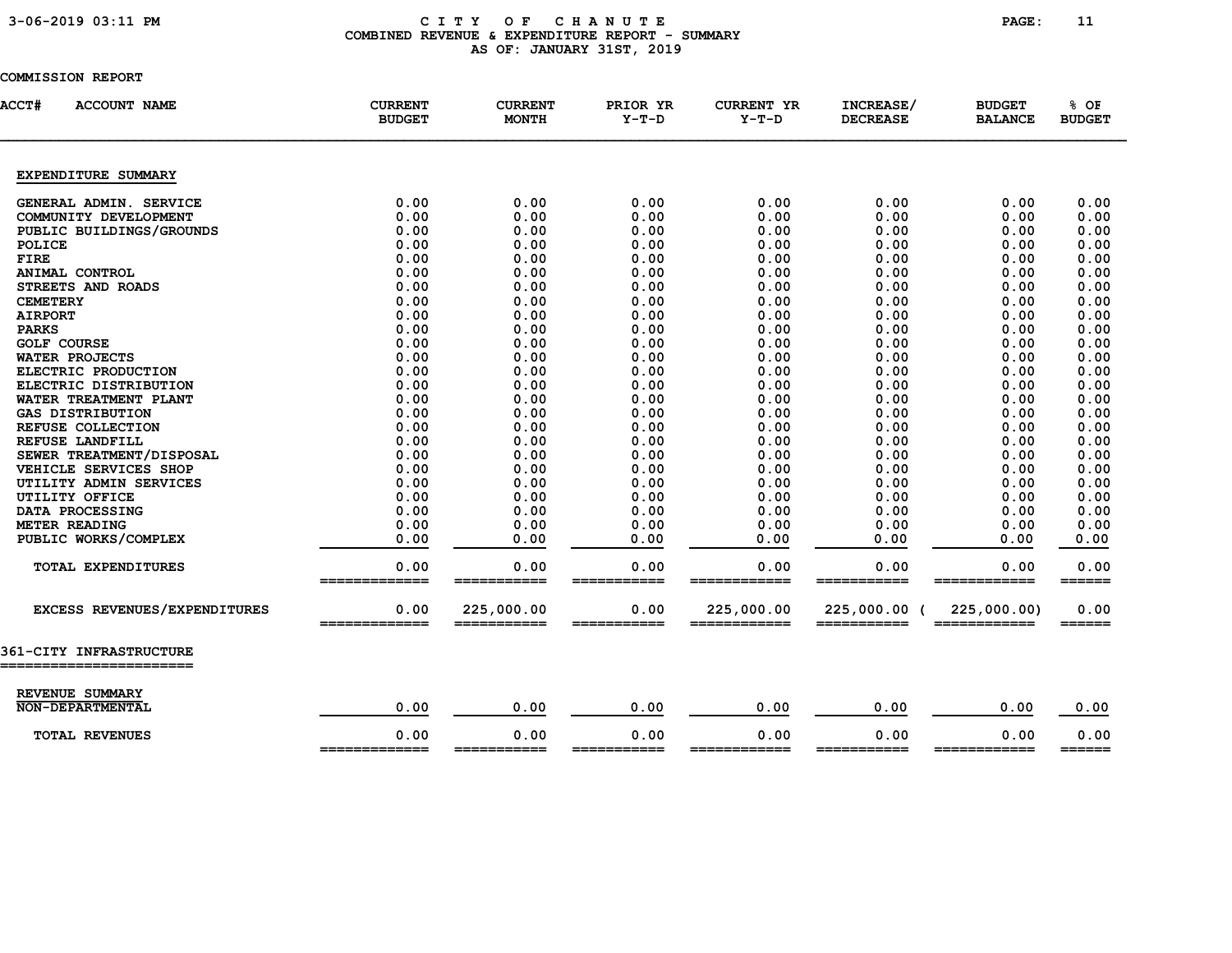# CITY OF CHANUTE
## COMBINED REVENUE & EXPENDITURE REPORT - SUMMARY
### AS OF: JANUARY 31ST, 2019

COMMISSION REPORT

| ACCT# ACCOUNT NAME | CURRENT BUDGET | CURRENT MONTH | PRIOR YR Y-T-D | CURRENT YR Y-T-D | INCREASE/ DECREASE | BUDGET BALANCE | % OF BUDGET |
|---|---|---|---|---|---|---|---|
| **EXPENDITURE SUMMARY** | | | | | | | |
| GENERAL ADMIN. SERVICE | 0.00 | 0.00 | 0.00 | 0.00 | 0.00 | 0.00 | 0.00 |
| COMMUNITY DEVELOPMENT | 0.00 | 0.00 | 0.00 | 0.00 | 0.00 | 0.00 | 0.00 |
| PUBLIC BUILDINGS/GROUNDS | 0.00 | 0.00 | 0.00 | 0.00 | 0.00 | 0.00 | 0.00 |
| POLICE | 0.00 | 0.00 | 0.00 | 0.00 | 0.00 | 0.00 | 0.00 |
| FIRE | 0.00 | 0.00 | 0.00 | 0.00 | 0.00 | 0.00 | 0.00 |
| ANIMAL CONTROL | 0.00 | 0.00 | 0.00 | 0.00 | 0.00 | 0.00 | 0.00 |
| STREETS AND ROADS | 0.00 | 0.00 | 0.00 | 0.00 | 0.00 | 0.00 | 0.00 |
| CEMETERY | 0.00 | 0.00 | 0.00 | 0.00 | 0.00 | 0.00 | 0.00 |
| AIRPORT | 0.00 | 0.00 | 0.00 | 0.00 | 0.00 | 0.00 | 0.00 |
| PARKS | 0.00 | 0.00 | 0.00 | 0.00 | 0.00 | 0.00 | 0.00 |
| GOLF COURSE | 0.00 | 0.00 | 0.00 | 0.00 | 0.00 | 0.00 | 0.00 |
| WATER PROJECTS | 0.00 | 0.00 | 0.00 | 0.00 | 0.00 | 0.00 | 0.00 |
| ELECTRIC PRODUCTION | 0.00 | 0.00 | 0.00 | 0.00 | 0.00 | 0.00 | 0.00 |
| ELECTRIC DISTRIBUTION | 0.00 | 0.00 | 0.00 | 0.00 | 0.00 | 0.00 | 0.00 |
| WATER TREATMENT PLANT | 0.00 | 0.00 | 0.00 | 0.00 | 0.00 | 0.00 | 0.00 |
| GAS DISTRIBUTION | 0.00 | 0.00 | 0.00 | 0.00 | 0.00 | 0.00 | 0.00 |
| REFUSE COLLECTION | 0.00 | 0.00 | 0.00 | 0.00 | 0.00 | 0.00 | 0.00 |
| REFUSE LANDFILL | 0.00 | 0.00 | 0.00 | 0.00 | 0.00 | 0.00 | 0.00 |
| SEWER TREATMENT/DISPOSAL | 0.00 | 0.00 | 0.00 | 0.00 | 0.00 | 0.00 | 0.00 |
| VEHICLE SERVICES SHOP | 0.00 | 0.00 | 0.00 | 0.00 | 0.00 | 0.00 | 0.00 |
| UTILITY ADMIN SERVICES | 0.00 | 0.00 | 0.00 | 0.00 | 0.00 | 0.00 | 0.00 |
| UTILITY OFFICE | 0.00 | 0.00 | 0.00 | 0.00 | 0.00 | 0.00 | 0.00 |
| DATA PROCESSING | 0.00 | 0.00 | 0.00 | 0.00 | 0.00 | 0.00 | 0.00 |
| METER READING | 0.00 | 0.00 | 0.00 | 0.00 | 0.00 | 0.00 | 0.00 |
| PUBLIC WORKS/COMPLEX | 0.00 | 0.00 | 0.00 | 0.00 | 0.00 | 0.00 | 0.00 |
| TOTAL EXPENDITURES | 0.00 | 0.00 | 0.00 | 0.00 | 0.00 | 0.00 | 0.00 |
| EXCESS REVENUES/EXPENDITURES | 0.00 | 225,000.00 | 0.00 | 225,000.00 | 225,000.00 | (225,000.00) | 0.00 |

## 361-CITY INFRASTRUCTURE

| ACCT# ACCOUNT NAME | CURRENT BUDGET | CURRENT MONTH | PRIOR YR Y-T-D | CURRENT YR Y-T-D | INCREASE/ DECREASE | BUDGET BALANCE | % OF BUDGET |
|---|---|---|---|---|---|---|---|
| **REVENUE SUMMARY** | | | | | | | |
| NON-DEPARTMENTAL | 0.00 | 0.00 | 0.00 | 0.00 | 0.00 | 0.00 | 0.00 |
| TOTAL REVENUES | 0.00 | 0.00 | 0.00 | 0.00 | 0.00 | 0.00 | 0.00 |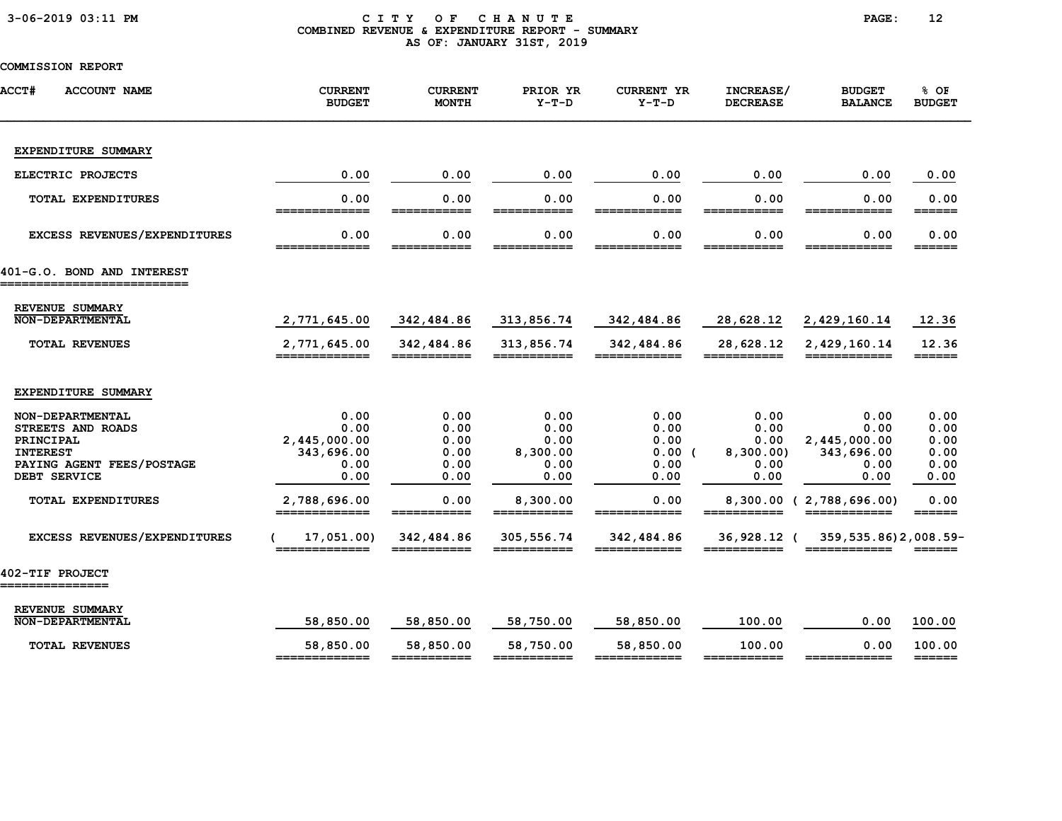CITY OF CHANUTE
COMBINED REVENUE & EXPENDITURE REPORT - SUMMARY
AS OF: JANUARY 31ST, 2019

COMMISSION REPORT

| ACCT# ACCOUNT NAME | CURRENT BUDGET | CURRENT MONTH | PRIOR YR Y-T-D | CURRENT YR Y-T-D | INCREASE/ DECREASE | BUDGET BALANCE | % OF BUDGET |
|---|---|---|---|---|---|---|---|
| **EXPENDITURE SUMMARY** | | | | | | | |
| ELECTRIC PROJECTS | 0.00 | 0.00 | 0.00 | 0.00 | 0.00 | 0.00 | 0.00 |
| TOTAL EXPENDITURES | 0.00 | 0.00 | 0.00 | 0.00 | 0.00 | 0.00 | 0.00 |
| EXCESS REVENUES/EXPENDITURES | 0.00 | 0.00 | 0.00 | 0.00 | 0.00 | 0.00 | 0.00 |

## 401-G.O. BOND AND INTEREST

| ACCOUNT NAME | CURRENT BUDGET | CURRENT MONTH | PRIOR YR Y-T-D | CURRENT YR Y-T-D | INCREASE/ DECREASE | BUDGET BALANCE | % OF BUDGET |
|---|---|---|---|---|---|---|---|
| **REVENUE SUMMARY** | | | | | | | |
| NON-DEPARTMENTAL | 2,771,645.00 | 342,484.86 | 313,856.74 | 342,484.86 | 28,628.12 | 2,429,160.14 | 12.36 |
| TOTAL REVENUES | 2,771,645.00 | 342,484.86 | 313,856.74 | 342,484.86 | 28,628.12 | 2,429,160.14 | 12.36 |
| **EXPENDITURE SUMMARY** | | | | | | | |
| NON-DEPARTMENTAL | 0.00 | 0.00 | 0.00 | 0.00 | 0.00 | 0.00 | 0.00 |
| STREETS AND ROADS | 0.00 | 0.00 | 0.00 | 0.00 | 0.00 | 0.00 | 0.00 |
| PRINCIPAL | 2,445,000.00 | 0.00 | 0.00 | 0.00 | 0.00 | 2,445,000.00 | 0.00 |
| INTEREST | 343,696.00 | 0.00 | 8,300.00 | 0.00 | ( 8,300.00) | 343,696.00 | 0.00 |
| PAYING AGENT FEES/POSTAGE | 0.00 | 0.00 | 0.00 | 0.00 | 0.00 | 0.00 | 0.00 |
| DEBT SERVICE | 0.00 | 0.00 | 0.00 | 0.00 | 0.00 | 0.00 | 0.00 |
| TOTAL EXPENDITURES | 2,788,696.00 | 0.00 | 8,300.00 | 0.00 | 8,300.00 | ( 2,788,696.00) | 0.00 |
| EXCESS REVENUES/EXPENDITURES | ( 17,051.00) | 342,484.86 | 305,556.74 | 342,484.86 | 36,928.12 | ( 359,535.86) | 2,008.59- |

## 402-TIF PROJECT

| ACCOUNT NAME | CURRENT BUDGET | CURRENT MONTH | PRIOR YR Y-T-D | CURRENT YR Y-T-D | INCREASE/ DECREASE | BUDGET BALANCE | % OF BUDGET |
|---|---|---|---|---|---|---|---|
| **REVENUE SUMMARY** | | | | | | | |
| NON-DEPARTMENTAL | 58,850.00 | 58,850.00 | 58,750.00 | 58,850.00 | 100.00 | 0.00 | 100.00 |
| TOTAL REVENUES | 58,850.00 | 58,850.00 | 58,750.00 | 58,850.00 | 100.00 | 0.00 | 100.00 |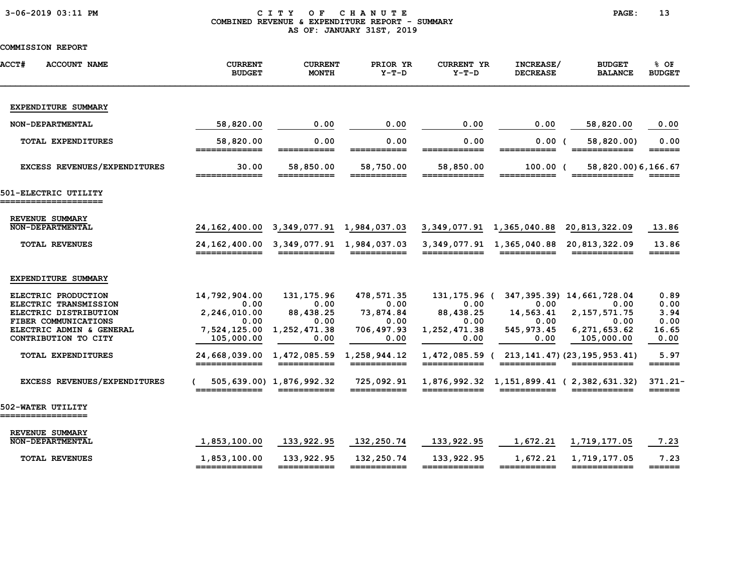CITY OF CHANUTE

COMBINED REVENUE & EXPENDITURE REPORT - SUMMARY

AS OF: JANUARY 31ST, 2019

COMMISSION REPORT

| ACCT# ACCOUNT NAME | CURRENT BUDGET | CURRENT MONTH | PRIOR YR Y-T-D | CURRENT YR Y-T-D | INCREASE/ DECREASE | BUDGET BALANCE | % OF BUDGET |
|---|---|---|---|---|---|---|---|
| **EXPENDITURE SUMMARY** | | | | | | | |
| NON-DEPARTMENTAL | 58,820.00 | 0.00 | 0.00 | 0.00 | 0.00 | 58,820.00 | 0.00 |
| TOTAL EXPENDITURES | 58,820.00 | 0.00 | 0.00 | 0.00 | 0.00 | ( 58,820.00) | 0.00 |
| EXCESS REVENUES/EXPENDITURES | 30.00 | 58,850.00 | 58,750.00 | 58,850.00 | 100.00 | ( 58,820.00) | 6,166.67 |
| **501-ELECTRIC UTILITY** | | | | | | | |
| **REVENUE SUMMARY** | | | | | | | |
| NON-DEPARTMENTAL | 24,162,400.00 | 3,349,077.91 | 1,984,037.03 | 3,349,077.91 | 1,365,040.88 | 20,813,322.09 | 13.86 |
| TOTAL REVENUES | 24,162,400.00 | 3,349,077.91 | 1,984,037.03 | 3,349,077.91 | 1,365,040.88 | 20,813,322.09 | 13.86 |
| **EXPENDITURE SUMMARY** | | | | | | | |
| ELECTRIC PRODUCTION | 14,792,904.00 | 131,175.96 | 478,571.35 | 131,175.96 | ( 347,395.39) | 14,661,728.04 | 0.89 |
| ELECTRIC TRANSMISSION | 0.00 | 0.00 | 0.00 | 0.00 | 0.00 | 0.00 | 0.00 |
| ELECTRIC DISTRIBUTION | 2,246,010.00 | 88,438.25 | 73,874.84 | 88,438.25 | 14,563.41 | 2,157,571.75 | 3.94 |
| FIBER COMMUNICATIONS | 0.00 | 0.00 | 0.00 | 0.00 | 0.00 | 0.00 | 0.00 |
| ELECTRIC ADMIN & GENERAL | 7,524,125.00 | 1,252,471.38 | 706,497.93 | 1,252,471.38 | 545,973.45 | 6,271,653.62 | 16.65 |
| CONTRIBUTION TO CITY | 105,000.00 | 0.00 | 0.00 | 0.00 | 0.00 | 105,000.00 | 0.00 |
| TOTAL EXPENDITURES | 24,668,039.00 | 1,472,085.59 | 1,258,944.12 | 1,472,085.59 | ( 213,141.47) | (23,195,953.41) | 5.97 |
| EXCESS REVENUES/EXPENDITURES | ( 505,639.00) | 1,876,992.32 | 725,092.91 | 1,876,992.32 | 1,151,899.41 | ( 2,382,631.32) | 371.21- |
| **502-WATER UTILITY** | | | | | | | |
| **REVENUE SUMMARY** | | | | | | | |
| NON-DEPARTMENTAL | 1,853,100.00 | 133,922.95 | 132,250.74 | 133,922.95 | 1,672.21 | 1,719,177.05 | 7.23 |
| TOTAL REVENUES | 1,853,100.00 | 133,922.95 | 132,250.74 | 133,922.95 | 1,672.21 | 1,719,177.05 | 7.23 |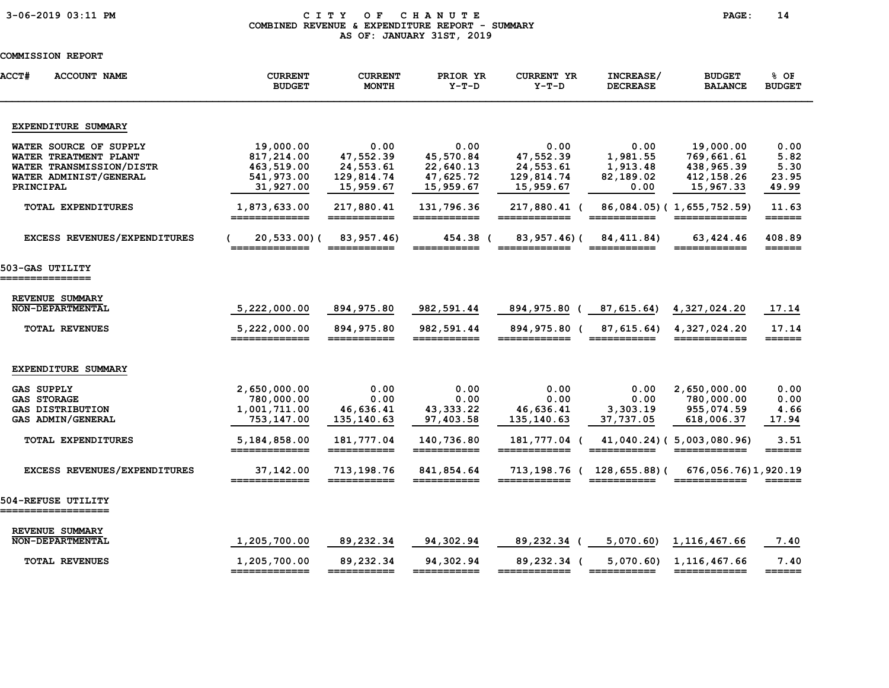# CITY OF CHANUTE
## COMBINED REVENUE & EXPENDITURE REPORT - SUMMARY
### AS OF: JANUARY 31ST, 2019

COMMISSION REPORT

| ACCT# ACCOUNT NAME | CURRENT BUDGET | CURRENT MONTH | PRIOR YR Y-T-D | CURRENT YR Y-T-D | INCREASE/ DECREASE | BUDGET BALANCE | % OF BUDGET |
|---|---|---|---|---|---|---|---|
| **EXPENDITURE SUMMARY** | | | | | | | |
| WATER SOURCE OF SUPPLY | 19,000.00 | 0.00 | 0.00 | 0.00 | 0.00 | 19,000.00 | 0.00 |
| WATER TREATMENT PLANT | 817,214.00 | 47,552.39 | 45,570.84 | 47,552.39 | 1,981.55 | 769,661.61 | 5.82 |
| WATER TRANSMISSION/DISTR | 463,519.00 | 24,553.61 | 22,640.13 | 24,553.61 | 1,913.48 | 438,965.39 | 5.30 |
| WATER ADMINIST/GENERAL | 541,973.00 | 129,814.74 | 47,625.72 | 129,814.74 | 82,189.02 | 412,158.26 | 23.95 |
| PRINCIPAL | 31,927.00 | 15,959.67 | 15,959.67 | 15,959.67 | 0.00 | 15,967.33 | 49.99 |
| TOTAL EXPENDITURES | 1,873,633.00 | 217,880.41 | 131,796.36 | 217,880.41 | ( 86,084.05) | ( 1,655,752.59) | 11.63 |
| EXCESS REVENUES/EXPENDITURES | ( 20,533.00) | ( 83,957.46) | 454.38 | ( 83,957.46) | ( 84,411.84) | 63,424.46 | 408.89 |
| **503-GAS UTILITY** | | | | | | | |
| **REVENUE SUMMARY** | | | | | | | |
| NON-DEPARTMENTAL | 5,222,000.00 | 894,975.80 | 982,591.44 | 894,975.80 | ( 87,615.64) | 4,327,024.20 | 17.14 |
| TOTAL REVENUES | 5,222,000.00 | 894,975.80 | 982,591.44 | 894,975.80 | ( 87,615.64) | 4,327,024.20 | 17.14 |
| **EXPENDITURE SUMMARY** | | | | | | | |
| GAS SUPPLY | 2,650,000.00 | 0.00 | 0.00 | 0.00 | 0.00 | 2,650,000.00 | 0.00 |
| GAS STORAGE | 780,000.00 | 0.00 | 0.00 | 0.00 | 0.00 | 780,000.00 | 0.00 |
| GAS DISTRIBUTION | 1,001,711.00 | 46,636.41 | 43,333.22 | 46,636.41 | 3,303.19 | 955,074.59 | 4.66 |
| GAS ADMIN/GENERAL | 753,147.00 | 135,140.63 | 97,403.58 | 135,140.63 | 37,737.05 | 618,006.37 | 17.94 |
| TOTAL EXPENDITURES | 5,184,858.00 | 181,777.04 | 140,736.80 | 181,777.04 | ( 41,040.24) | ( 5,003,080.96) | 3.51 |
| EXCESS REVENUES/EXPENDITURES | 37,142.00 | 713,198.76 | 841,854.64 | 713,198.76 | ( 128,655.88) | ( 676,056.76) | 1,920.19 |
| **504-REFUSE UTILITY** | | | | | | | |
| **REVENUE SUMMARY** | | | | | | | |
| NON-DEPARTMENTAL | 1,205,700.00 | 89,232.34 | 94,302.94 | 89,232.34 | ( 5,070.60) | 1,116,467.66 | 7.40 |
| TOTAL REVENUES | 1,205,700.00 | 89,232.34 | 94,302.94 | 89,232.34 | ( 5,070.60) | 1,116,467.66 | 7.40 |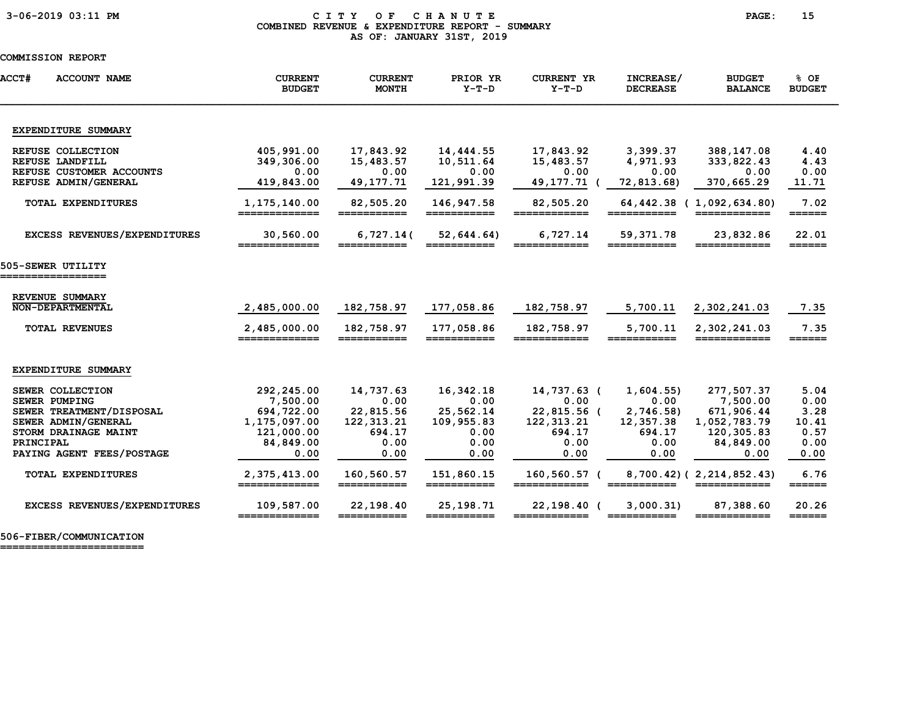# CITY OF CHANUTE

## COMBINED REVENUE & EXPENDITURE REPORT - SUMMARY

### AS OF: JANUARY 31ST, 2019

COMMISSION REPORT

| ACCT# ACCOUNT NAME | CURRENT BUDGET | CURRENT MONTH | PRIOR YR Y-T-D | CURRENT YR Y-T-D | INCREASE/ DECREASE | BUDGET BALANCE | % OF BUDGET |
|---|---|---|---|---|---|---|---|
| **EXPENDITURE SUMMARY** | | | | | | | |
| REFUSE COLLECTION | 405,991.00 | 17,843.92 | 14,444.55 | 17,843.92 | 3,399.37 | 388,147.08 | 4.40 |
| REFUSE LANDFILL | 349,306.00 | 15,483.57 | 10,511.64 | 15,483.57 | 4,971.93 | 333,822.43 | 4.43 |
| REFUSE CUSTOMER ACCOUNTS | 0.00 | 0.00 | 0.00 | 0.00 | 0.00 | 0.00 | 0.00 |
| REFUSE ADMIN/GENERAL | 419,843.00 | 49,177.71 | 121,991.39 | 49,177.71 | (72,813.68) | 370,665.29 | 11.71 |
| TOTAL EXPENDITURES | 1,175,140.00 | 82,505.20 | 146,947.58 | 82,505.20 | 64,442.38 | (1,092,634.80) | 7.02 |
| EXCESS REVENUES/EXPENDITURES | 30,560.00 | 6,727.14 | (52,644.64) | 6,727.14 | 59,371.78 | 23,832.86 | 22.01 |
| **505-SEWER UTILITY** | | | | | | | |
| **REVENUE SUMMARY** | | | | | | | |
| NON-DEPARTMENTAL | 2,485,000.00 | 182,758.97 | 177,058.86 | 182,758.97 | 5,700.11 | 2,302,241.03 | 7.35 |
| TOTAL REVENUES | 2,485,000.00 | 182,758.97 | 177,058.86 | 182,758.97 | 5,700.11 | 2,302,241.03 | 7.35 |
| **EXPENDITURE SUMMARY** | | | | | | | |
| SEWER COLLECTION | 292,245.00 | 14,737.63 | 16,342.18 | 14,737.63 | (1,604.55) | 277,507.37 | 5.04 |
| SEWER PUMPING | 7,500.00 | 0.00 | 0.00 | 0.00 | 0.00 | 7,500.00 | 0.00 |
| SEWER TREATMENT/DISPOSAL | 694,722.00 | 22,815.56 | 25,562.14 | 22,815.56 | (2,746.58) | 671,906.44 | 3.28 |
| SEWER ADMIN/GENERAL | 1,175,097.00 | 122,313.21 | 109,955.83 | 122,313.21 | 12,357.38 | 1,052,783.79 | 10.41 |
| STORM DRAINAGE MAINT | 121,000.00 | 694.17 | 0.00 | 694.17 | 694.17 | 120,305.83 | 0.57 |
| PRINCIPAL | 84,849.00 | 0.00 | 0.00 | 0.00 | 0.00 | 84,849.00 | 0.00 |
| PAYING AGENT FEES/POSTAGE | 0.00 | 0.00 | 0.00 | 0.00 | 0.00 | 0.00 | 0.00 |
| TOTAL EXPENDITURES | 2,375,413.00 | 160,560.57 | 151,860.15 | 160,560.57 | (8,700.42) | (2,214,852.43) | 6.76 |
| EXCESS REVENUES/EXPENDITURES | 109,587.00 | 22,198.40 | 25,198.71 | 22,198.40 | (3,000.31) | 87,388.60 | 20.26 |

**506-FIBER/COMMUNICATION**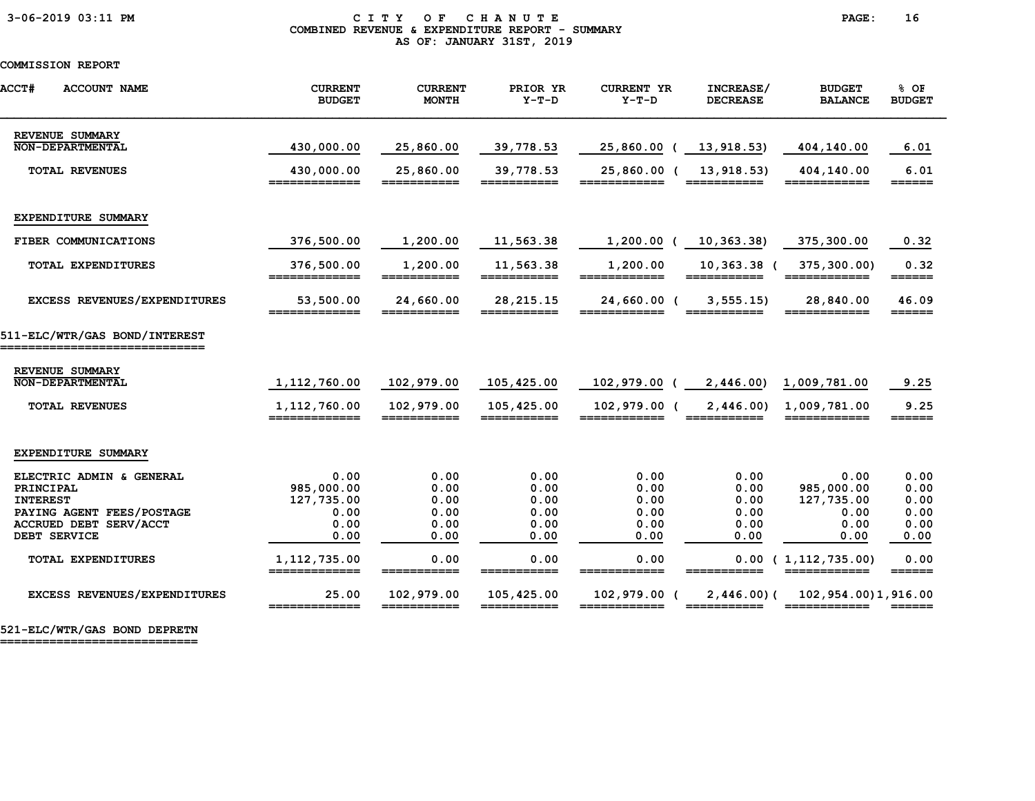# CITY OF CHANUTE
## COMBINED REVENUE & EXPENDITURE REPORT - SUMMARY
### AS OF: JANUARY 31ST, 2019

COMMISSION REPORT

| ACCT# ACCOUNT NAME | CURRENT BUDGET | CURRENT MONTH | PRIOR YR Y-T-D | CURRENT YR Y-T-D | INCREASE/ DECREASE | BUDGET BALANCE | % OF BUDGET |
|---|---|---|---|---|---|---|---|
| **REVENUE SUMMARY** | | | | | | | |
| NON-DEPARTMENTAL | 430,000.00 | 25,860.00 | 39,778.53 | 25,860.00 | ( 13,918.53) | 404,140.00 | 6.01 |
| TOTAL REVENUES | 430,000.00 | 25,860.00 | 39,778.53 | 25,860.00 | ( 13,918.53) | 404,140.00 | 6.01 |
| **EXPENDITURE SUMMARY** | | | | | | | |
| FIBER COMMUNICATIONS | 376,500.00 | 1,200.00 | 11,563.38 | 1,200.00 | ( 10,363.38) | 375,300.00 | 0.32 |
| TOTAL EXPENDITURES | 376,500.00 | 1,200.00 | 11,563.38 | 1,200.00 | 10,363.38 | ( 375,300.00) | 0.32 |
| EXCESS REVENUES/EXPENDITURES | 53,500.00 | 24,660.00 | 28,215.15 | 24,660.00 | ( 3,555.15) | 28,840.00 | 46.09 |

## 511-ELC/WTR/GAS BOND/INTEREST

| ACCT# ACCOUNT NAME | CURRENT BUDGET | CURRENT MONTH | PRIOR YR Y-T-D | CURRENT YR Y-T-D | INCREASE/ DECREASE | BUDGET BALANCE | % OF BUDGET |
|---|---|---|---|---|---|---|---|
| **REVENUE SUMMARY** | | | | | | | |
| NON-DEPARTMENTAL | 1,112,760.00 | 102,979.00 | 105,425.00 | 102,979.00 | ( 2,446.00) | 1,009,781.00 | 9.25 |
| TOTAL REVENUES | 1,112,760.00 | 102,979.00 | 105,425.00 | 102,979.00 | ( 2,446.00) | 1,009,781.00 | 9.25 |
| **EXPENDITURE SUMMARY** | | | | | | | |
| ELECTRIC ADMIN & GENERAL | 0.00 | 0.00 | 0.00 | 0.00 | 0.00 | 0.00 | 0.00 |
| PRINCIPAL | 985,000.00 | 0.00 | 0.00 | 0.00 | 0.00 | 985,000.00 | 0.00 |
| INTEREST | 127,735.00 | 0.00 | 0.00 | 0.00 | 0.00 | 127,735.00 | 0.00 |
| PAYING AGENT FEES/POSTAGE | 0.00 | 0.00 | 0.00 | 0.00 | 0.00 | 0.00 | 0.00 |
| ACCRUED DEBT SERV/ACCT | 0.00 | 0.00 | 0.00 | 0.00 | 0.00 | 0.00 | 0.00 |
| DEBT SERVICE | 0.00 | 0.00 | 0.00 | 0.00 | 0.00 | 0.00 | 0.00 |
| TOTAL EXPENDITURES | 1,112,735.00 | 0.00 | 0.00 | 0.00 | 0.00 | ( 1,112,735.00) | 0.00 |
| EXCESS REVENUES/EXPENDITURES | 25.00 | 102,979.00 | 105,425.00 | 102,979.00 | ( 2,446.00) | ( 102,954.00) | 1,916.00 |

## 521-ELC/WTR/GAS BOND DEPRETN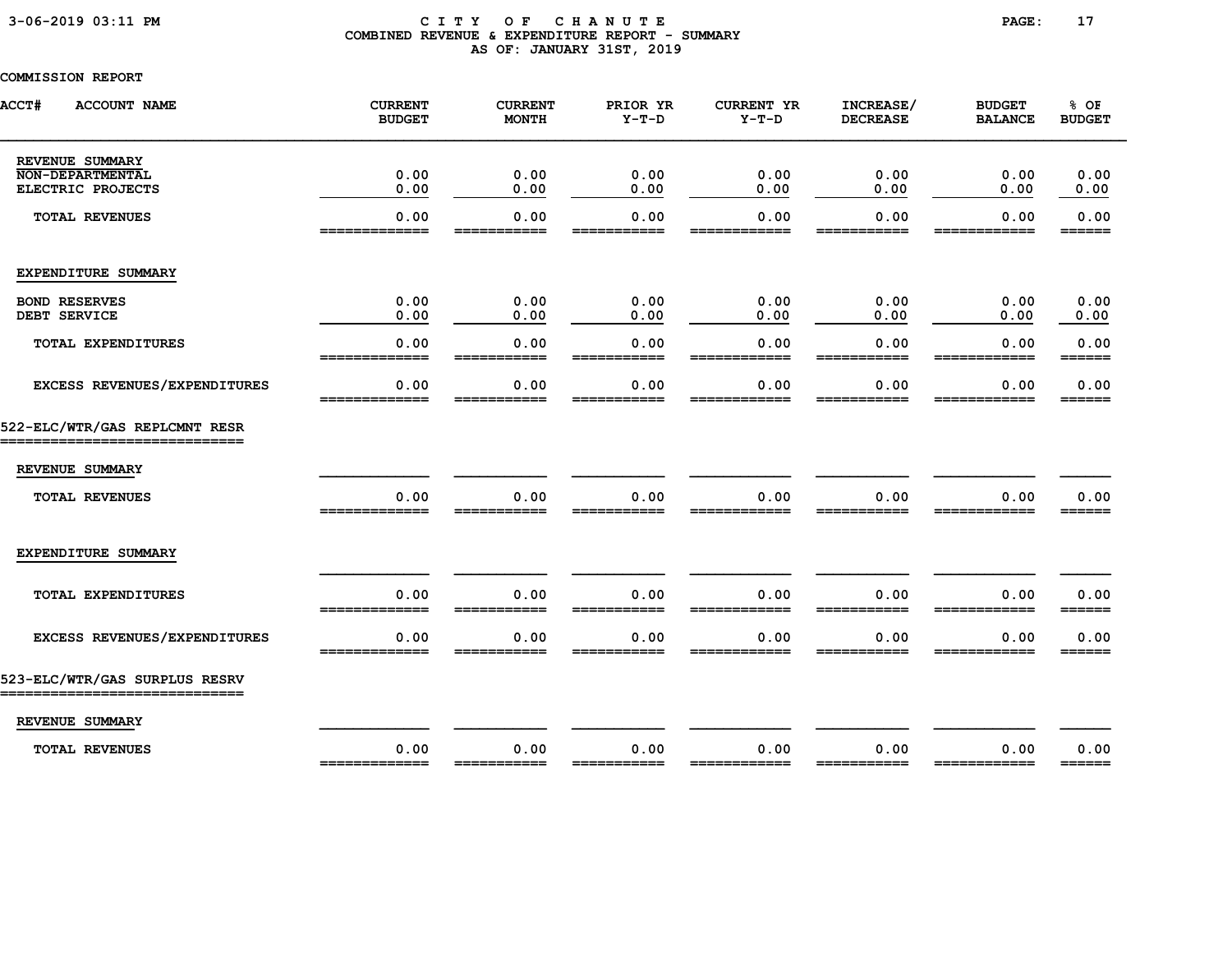# CITY OF CHANUTE

## COMBINED REVENUE & EXPENDITURE REPORT - SUMMARY

AS OF: JANUARY 31ST, 2019

COMMISSION REPORT

| ACCT# ACCOUNT NAME | CURRENT BUDGET | CURRENT MONTH | PRIOR YR Y-T-D | CURRENT YR Y-T-D | INCREASE/ DECREASE | BUDGET BALANCE | % OF BUDGET |
|---|---|---|---|---|---|---|---|
| **REVENUE SUMMARY** | | | | | | | |
| NON-DEPARTMENTAL | 0.00 | 0.00 | 0.00 | 0.00 | 0.00 | 0.00 | 0.00 |
| ELECTRIC PROJECTS | 0.00 | 0.00 | 0.00 | 0.00 | 0.00 | 0.00 | 0.00 |
| TOTAL REVENUES | 0.00 | 0.00 | 0.00 | 0.00 | 0.00 | 0.00 | 0.00 |
| **EXPENDITURE SUMMARY** | | | | | | | |
| BOND RESERVES | 0.00 | 0.00 | 0.00 | 0.00 | 0.00 | 0.00 | 0.00 |
| DEBT SERVICE | 0.00 | 0.00 | 0.00 | 0.00 | 0.00 | 0.00 | 0.00 |
| TOTAL EXPENDITURES | 0.00 | 0.00 | 0.00 | 0.00 | 0.00 | 0.00 | 0.00 |
| EXCESS REVENUES/EXPENDITURES | 0.00 | 0.00 | 0.00 | 0.00 | 0.00 | 0.00 | 0.00 |
| **522-ELC/WTR/GAS REPLCMNT RESR** | | | | | | | |
| **REVENUE SUMMARY** | | | | | | | |
| TOTAL REVENUES | 0.00 | 0.00 | 0.00 | 0.00 | 0.00 | 0.00 | 0.00 |
| **EXPENDITURE SUMMARY** | | | | | | | |
| TOTAL EXPENDITURES | 0.00 | 0.00 | 0.00 | 0.00 | 0.00 | 0.00 | 0.00 |
| EXCESS REVENUES/EXPENDITURES | 0.00 | 0.00 | 0.00 | 0.00 | 0.00 | 0.00 | 0.00 |
| **523-ELC/WTR/GAS SURPLUS RESRV** | | | | | | | |
| **REVENUE SUMMARY** | | | | | | | |
| TOTAL REVENUES | 0.00 | 0.00 | 0.00 | 0.00 | 0.00 | 0.00 | 0.00 |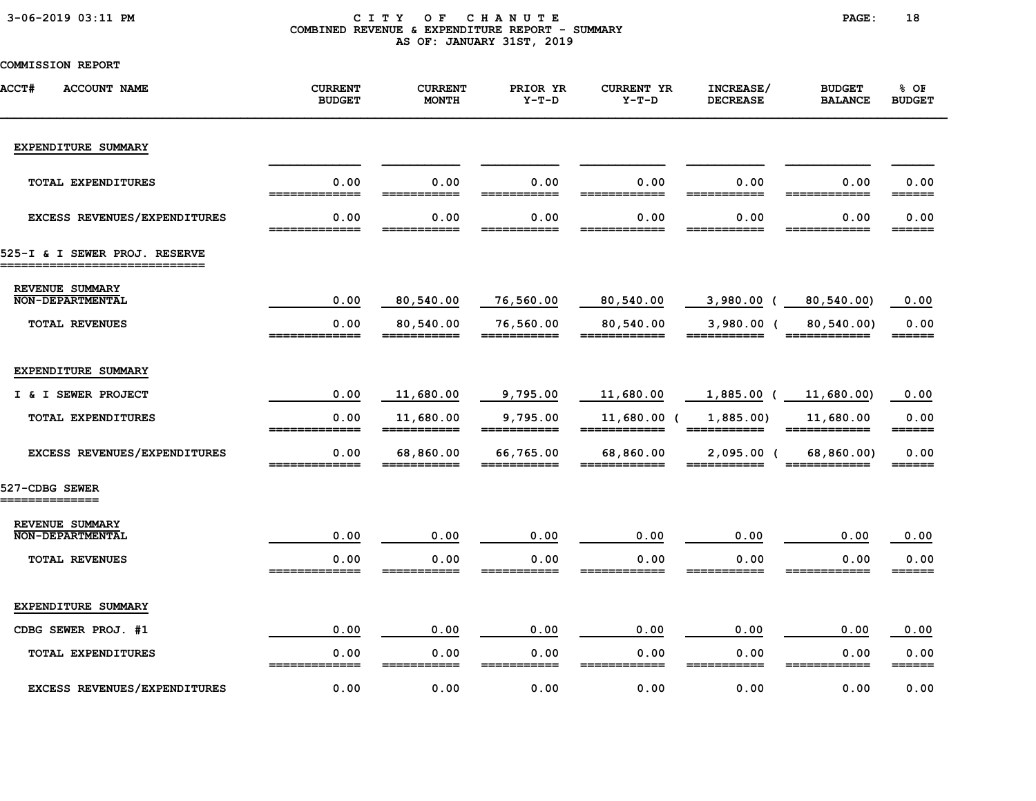CITY OF CHANUTE

COMBINED REVENUE & EXPENDITURE REPORT - SUMMARY

AS OF: JANUARY 31ST, 2019

COMMISSION REPORT

| ACCT# ACCOUNT NAME | CURRENT BUDGET | CURRENT MONTH | PRIOR YR Y-T-D | CURRENT YR Y-T-D | INCREASE/ DECREASE | BUDGET BALANCE | % OF BUDGET |
|---|---|---|---|---|---|---|---|
| **EXPENDITURE SUMMARY** | | | | | | | |
| TOTAL EXPENDITURES | 0.00 | 0.00 | 0.00 | 0.00 | 0.00 | 0.00 | 0.00 |
| EXCESS REVENUES/EXPENDITURES | 0.00 | 0.00 | 0.00 | 0.00 | 0.00 | 0.00 | 0.00 |
| **525-I & I SEWER PROJ. RESERVE** | | | | | | | |
| **REVENUE SUMMARY** | | | | | | | |
| NON-DEPARTMENTAL | 0.00 | 80,540.00 | 76,560.00 | 80,540.00 | 3,980.00 | (80,540.00) | 0.00 |
| TOTAL REVENUES | 0.00 | 80,540.00 | 76,560.00 | 80,540.00 | 3,980.00 | (80,540.00) | 0.00 |
| **EXPENDITURE SUMMARY** | | | | | | | |
| I & I SEWER PROJECT | 0.00 | 11,680.00 | 9,795.00 | 11,680.00 | 1,885.00 | (11,680.00) | 0.00 |
| TOTAL EXPENDITURES | 0.00 | 11,680.00 | 9,795.00 | 11,680.00 | (1,885.00) | 11,680.00 | 0.00 |
| EXCESS REVENUES/EXPENDITURES | 0.00 | 68,860.00 | 66,765.00 | 68,860.00 | 2,095.00 | (68,860.00) | 0.00 |
| **527-CDBG SEWER** | | | | | | | |
| **REVENUE SUMMARY** | | | | | | | |
| NON-DEPARTMENTAL | 0.00 | 0.00 | 0.00 | 0.00 | 0.00 | 0.00 | 0.00 |
| TOTAL REVENUES | 0.00 | 0.00 | 0.00 | 0.00 | 0.00 | 0.00 | 0.00 |
| **EXPENDITURE SUMMARY** | | | | | | | |
| CDBG SEWER PROJ. #1 | 0.00 | 0.00 | 0.00 | 0.00 | 0.00 | 0.00 | 0.00 |
| TOTAL EXPENDITURES | 0.00 | 0.00 | 0.00 | 0.00 | 0.00 | 0.00 | 0.00 |
| EXCESS REVENUES/EXPENDITURES | 0.00 | 0.00 | 0.00 | 0.00 | 0.00 | 0.00 | 0.00 |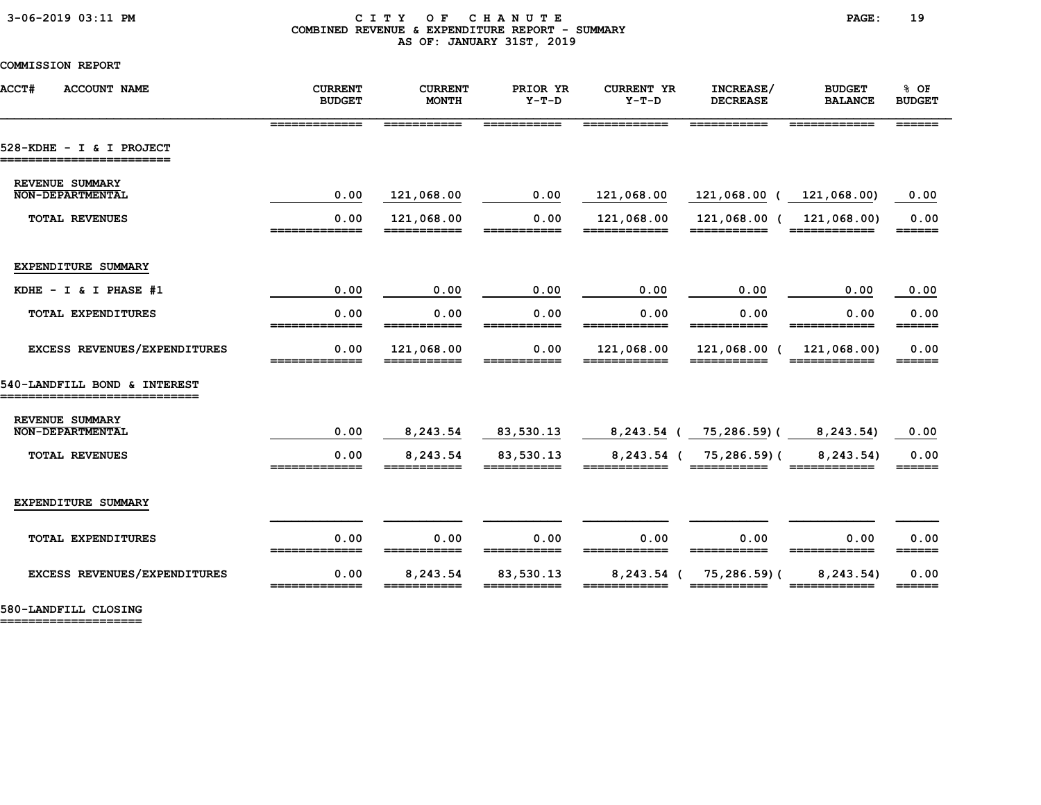**CITY OF CHANUTE**
**COMBINED REVENUE & EXPENDITURE REPORT - SUMMARY**
**AS OF: JANUARY 31ST, 2019**

COMMISSION REPORT

| ACCT# ACCOUNT NAME | CURRENT BUDGET | CURRENT MONTH | PRIOR YR Y-T-D | CURRENT YR Y-T-D | INCREASE/ DECREASE | BUDGET BALANCE | % OF BUDGET |
|---|---|---|---|---|---|---|---|
| **528-KDHE - I & I PROJECT** | | | | | | | |
| REVENUE SUMMARY | | | | | | | |
| NON-DEPARTMENTAL | 0.00 | 121,068.00 | 0.00 | 121,068.00 | 121,068.00 | ( 121,068.00) | 0.00 |
| TOTAL REVENUES | 0.00 | 121,068.00 | 0.00 | 121,068.00 | 121,068.00 | ( 121,068.00) | 0.00 |
| EXPENDITURE SUMMARY | | | | | | | |
| KDHE - I & I PHASE #1 | 0.00 | 0.00 | 0.00 | 0.00 | 0.00 | 0.00 | 0.00 |
| TOTAL EXPENDITURES | 0.00 | 0.00 | 0.00 | 0.00 | 0.00 | 0.00 | 0.00 |
| EXCESS REVENUES/EXPENDITURES | 0.00 | 121,068.00 | 0.00 | 121,068.00 | 121,068.00 | ( 121,068.00) | 0.00 |
| **540-LANDFILL BOND & INTEREST** | | | | | | | |
| REVENUE SUMMARY | | | | | | | |
| NON-DEPARTMENTAL | 0.00 | 8,243.54 | 83,530.13 | 8,243.54 | ( 75,286.59) | ( 8,243.54) | 0.00 |
| TOTAL REVENUES | 0.00 | 8,243.54 | 83,530.13 | 8,243.54 | ( 75,286.59) | ( 8,243.54) | 0.00 |
| EXPENDITURE SUMMARY | | | | | | | |
| TOTAL EXPENDITURES | 0.00 | 0.00 | 0.00 | 0.00 | 0.00 | 0.00 | 0.00 |
| EXCESS REVENUES/EXPENDITURES | 0.00 | 8,243.54 | 83,530.13 | 8,243.54 | ( 75,286.59) | ( 8,243.54) | 0.00 |

**580-LANDFILL CLOSING**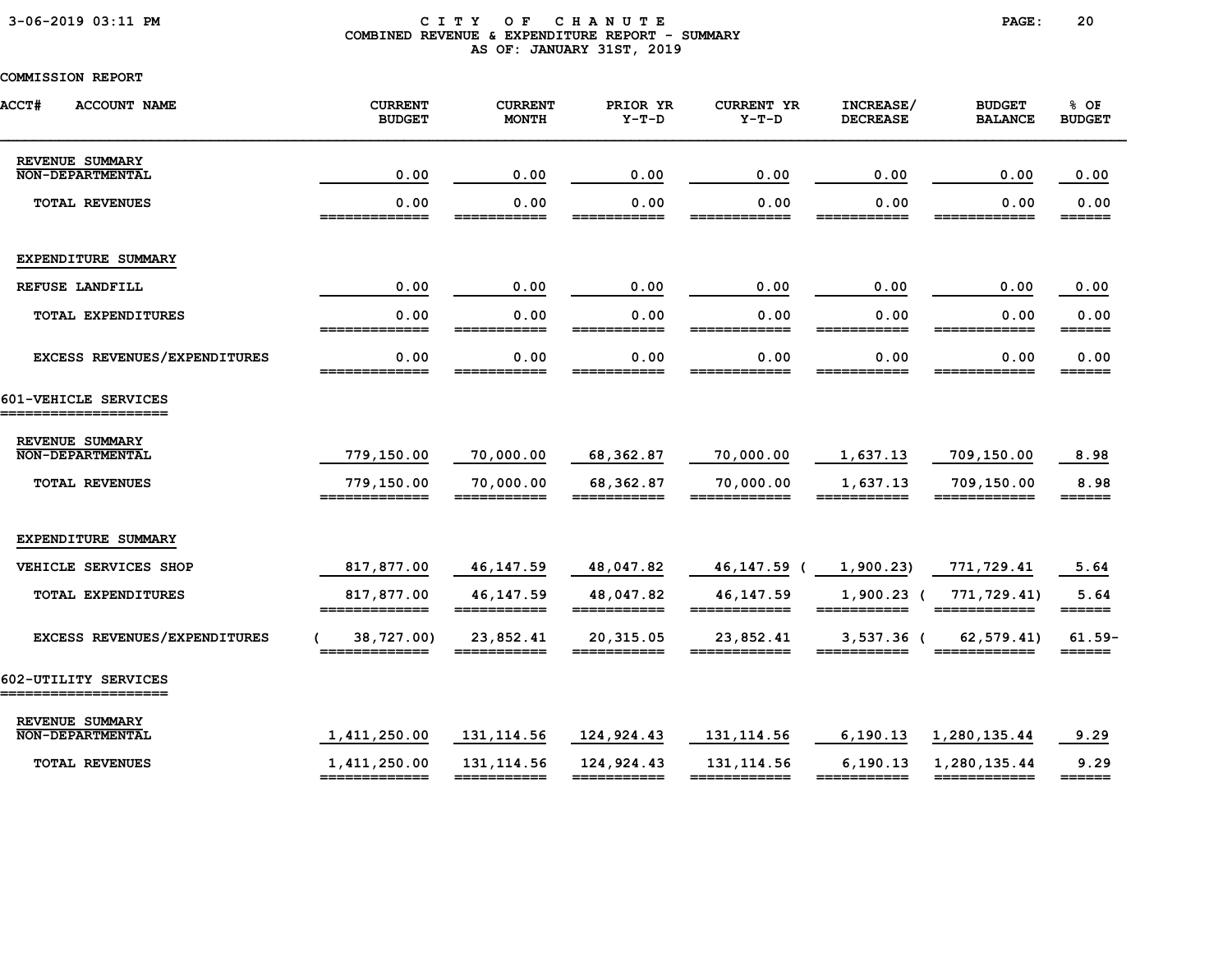CITY OF CHANUTE
COMBINED REVENUE & EXPENDITURE REPORT - SUMMARY
AS OF: JANUARY 31ST, 2019

COMMISSION REPORT

| ACCT# ACCOUNT NAME | CURRENT BUDGET | CURRENT MONTH | PRIOR YR Y-T-D | CURRENT YR Y-T-D | INCREASE/ DECREASE | BUDGET BALANCE | % OF BUDGET |
|---|---|---|---|---|---|---|---|
| **REVENUE SUMMARY** | | | | | | | |
| NON-DEPARTMENTAL | 0.00 | 0.00 | 0.00 | 0.00 | 0.00 | 0.00 | 0.00 |
| TOTAL REVENUES | 0.00 | 0.00 | 0.00 | 0.00 | 0.00 | 0.00 | 0.00 |
| **EXPENDITURE SUMMARY** | | | | | | | |
| REFUSE LANDFILL | 0.00 | 0.00 | 0.00 | 0.00 | 0.00 | 0.00 | 0.00 |
| TOTAL EXPENDITURES | 0.00 | 0.00 | 0.00 | 0.00 | 0.00 | 0.00 | 0.00 |
| EXCESS REVENUES/EXPENDITURES | 0.00 | 0.00 | 0.00 | 0.00 | 0.00 | 0.00 | 0.00 |
| **601-VEHICLE SERVICES** | | | | | | | |
| **REVENUE SUMMARY** | | | | | | | |
| NON-DEPARTMENTAL | 779,150.00 | 70,000.00 | 68,362.87 | 70,000.00 | 1,637.13 | 709,150.00 | 8.98 |
| TOTAL REVENUES | 779,150.00 | 70,000.00 | 68,362.87 | 70,000.00 | 1,637.13 | 709,150.00 | 8.98 |
| **EXPENDITURE SUMMARY** | | | | | | | |
| VEHICLE SERVICES SHOP | 817,877.00 | 46,147.59 | 48,047.82 | 46,147.59 | ( 1,900.23) | 771,729.41 | 5.64 |
| TOTAL EXPENDITURES | 817,877.00 | 46,147.59 | 48,047.82 | 46,147.59 | 1,900.23 | ( 771,729.41) | 5.64 |
| EXCESS REVENUES/EXPENDITURES | ( 38,727.00) | 23,852.41 | 20,315.05 | 23,852.41 | 3,537.36 | ( 62,579.41) | 61.59- |
| **602-UTILITY SERVICES** | | | | | | | |
| **REVENUE SUMMARY** | | | | | | | |
| NON-DEPARTMENTAL | 1,411,250.00 | 131,114.56 | 124,924.43 | 131,114.56 | 6,190.13 | 1,280,135.44 | 9.29 |
| TOTAL REVENUES | 1,411,250.00 | 131,114.56 | 124,924.43 | 131,114.56 | 6,190.13 | 1,280,135.44 | 9.29 |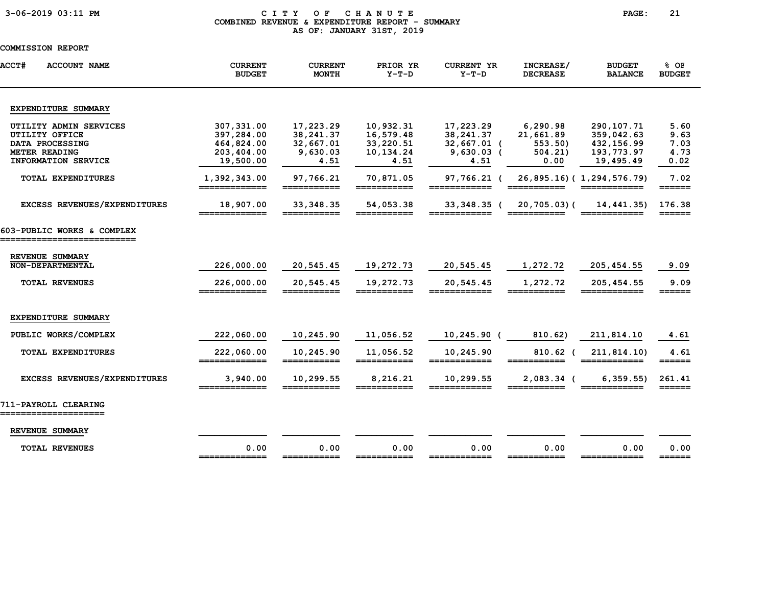# CITY OF CHANUTE

## COMBINED REVENUE & EXPENDITURE REPORT - SUMMARY

AS OF: JANUARY 31ST, 2019

COMMISSION REPORT

| ACCT# ACCOUNT NAME | CURRENT BUDGET | CURRENT MONTH | PRIOR YR Y-T-D | CURRENT YR Y-T-D | INCREASE/ DECREASE | BUDGET BALANCE | % OF BUDGET |
|---|---|---|---|---|---|---|---|
| **EXPENDITURE SUMMARY** | | | | | | | |
| UTILITY ADMIN SERVICES | 307,331.00 | 17,223.29 | 10,932.31 | 17,223.29 | 6,290.98 | 290,107.71 | 5.60 |
| UTILITY OFFICE | 397,284.00 | 38,241.37 | 16,579.48 | 38,241.37 | 21,661.89 | 359,042.63 | 9.63 |
| DATA PROCESSING | 464,824.00 | 32,667.01 | 33,220.51 | 32,667.01 | ( 553.50) | 432,156.99 | 7.03 |
| METER READING | 203,404.00 | 9,630.03 | 10,134.24 | 9,630.03 | ( 504.21) | 193,773.97 | 4.73 |
| INFORMATION SERVICE | 19,500.00 | 4.51 | 4.51 | 4.51 | 0.00 | 19,495.49 | 0.02 |
| TOTAL EXPENDITURES | 1,392,343.00 | 97,766.21 | 70,871.05 | 97,766.21 | ( 26,895.16) | ( 1,294,576.79) | 7.02 |
| EXCESS REVENUES/EXPENDITURES | 18,907.00 | 33,348.35 | 54,053.38 | 33,348.35 | ( 20,705.03) | ( 14,441.35) | 176.38 |
| **603-PUBLIC WORKS & COMPLEX** | | | | | | | |
| **REVENUE SUMMARY** | | | | | | | |
| NON-DEPARTMENTAL | 226,000.00 | 20,545.45 | 19,272.73 | 20,545.45 | 1,272.72 | 205,454.55 | 9.09 |
| TOTAL REVENUES | 226,000.00 | 20,545.45 | 19,272.73 | 20,545.45 | 1,272.72 | 205,454.55 | 9.09 |
| **EXPENDITURE SUMMARY** | | | | | | | |
| PUBLIC WORKS/COMPLEX | 222,060.00 | 10,245.90 | 11,056.52 | 10,245.90 | ( 810.62) | 211,814.10 | 4.61 |
| TOTAL EXPENDITURES | 222,060.00 | 10,245.90 | 11,056.52 | 10,245.90 | 810.62 | ( 211,814.10) | 4.61 |
| EXCESS REVENUES/EXPENDITURES | 3,940.00 | 10,299.55 | 8,216.21 | 10,299.55 | 2,083.34 | ( 6,359.55) | 261.41 |
| **711-PAYROLL CLEARING** | | | | | | | |
| **REVENUE SUMMARY** | | | | | | | |
| TOTAL REVENUES | 0.00 | 0.00 | 0.00 | 0.00 | 0.00 | 0.00 | 0.00 |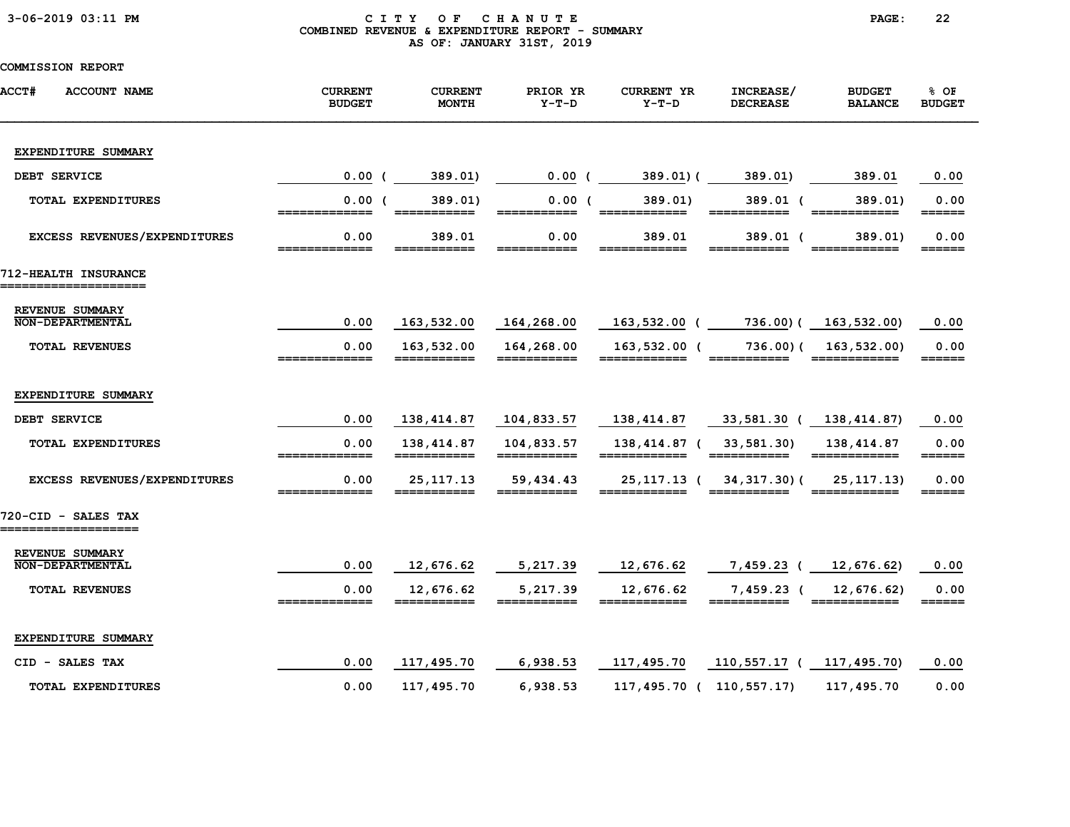# CITY OF CHANUTE

## COMBINED REVENUE & EXPENDITURE REPORT - SUMMARY

AS OF: JANUARY 31ST, 2019

COMMISSION REPORT

| ACCT# ACCOUNT NAME | CURRENT BUDGET | CURRENT MONTH | PRIOR YR Y-T-D | CURRENT YR Y-T-D | INCREASE/ DECREASE | BUDGET BALANCE | % OF BUDGET |
|---|---|---|---|---|---|---|---|
| **EXPENDITURE SUMMARY** | | | | | | | |
| DEBT SERVICE | 0.00 | ( 389.01) | 0.00 | ( 389.01) | ( 389.01) | 389.01 | 0.00 |
| TOTAL EXPENDITURES | 0.00 | ( 389.01) | 0.00 | ( 389.01) | 389.01 | ( 389.01) | 0.00 |
| EXCESS REVENUES/EXPENDITURES | 0.00 | 389.01 | 0.00 | 389.01 | 389.01 | ( 389.01) | 0.00 |
| **712-HEALTH INSURANCE** | | | | | | | |
| **REVENUE SUMMARY** | | | | | | | |
| NON-DEPARTMENTAL | 0.00 | 163,532.00 | 164,268.00 | 163,532.00 | ( 736.00) | ( 163,532.00) | 0.00 |
| TOTAL REVENUES | 0.00 | 163,532.00 | 164,268.00 | 163,532.00 | ( 736.00) | ( 163,532.00) | 0.00 |
| **EXPENDITURE SUMMARY** | | | | | | | |
| DEBT SERVICE | 0.00 | 138,414.87 | 104,833.57 | 138,414.87 | 33,581.30 | ( 138,414.87) | 0.00 |
| TOTAL EXPENDITURES | 0.00 | 138,414.87 | 104,833.57 | 138,414.87 | ( 33,581.30) | 138,414.87 | 0.00 |
| EXCESS REVENUES/EXPENDITURES | 0.00 | 25,117.13 | 59,434.43 | 25,117.13 | ( 34,317.30) | ( 25,117.13) | 0.00 |
| **720-CID - SALES TAX** | | | | | | | |
| **REVENUE SUMMARY** | | | | | | | |
| NON-DEPARTMENTAL | 0.00 | 12,676.62 | 5,217.39 | 12,676.62 | 7,459.23 | ( 12,676.62) | 0.00 |
| TOTAL REVENUES | 0.00 | 12,676.62 | 5,217.39 | 12,676.62 | 7,459.23 | ( 12,676.62) | 0.00 |
| **EXPENDITURE SUMMARY** | | | | | | | |
| CID - SALES TAX | 0.00 | 117,495.70 | 6,938.53 | 117,495.70 | 110,557.17 | ( 117,495.70) | 0.00 |
| TOTAL EXPENDITURES | 0.00 | 117,495.70 | 6,938.53 | 117,495.70 | ( 110,557.17) | 117,495.70 | 0.00 |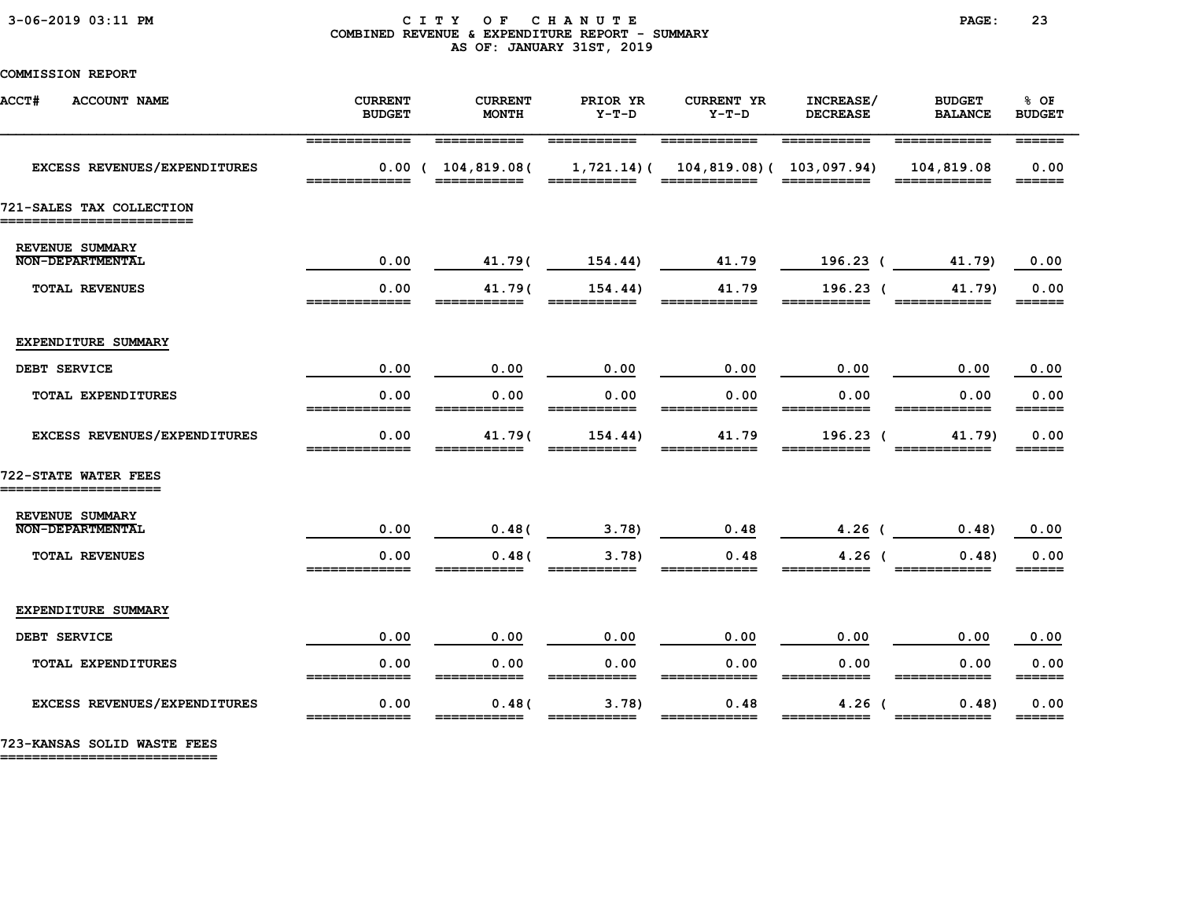**CITY OF CHANUTE**
**COMBINED REVENUE & EXPENDITURE REPORT - SUMMARY**
**AS OF: JANUARY 31ST, 2019**

3-06-2019 03:11 PM

COMMISSION REPORT

| ACCT# ACCOUNT NAME | CURRENT BUDGET | CURRENT MONTH | PRIOR YR Y-T-D | CURRENT YR Y-T-D | INCREASE/ DECREASE | BUDGET BALANCE | % OF BUDGET |
|---|---|---|---|---|---|---|---|
| EXCESS REVENUES/EXPENDITURES | 0.00 | ( 104,819.08( | 1,721.14)( | 104,819.08)( | 103,097.94) | 104,819.08 | 0.00 |

## 721-SALES TAX COLLECTION

| ACCT# ACCOUNT NAME | CURRENT BUDGET | CURRENT MONTH | PRIOR YR Y-T-D | CURRENT YR Y-T-D | INCREASE/ DECREASE | BUDGET BALANCE | % OF BUDGET |
|---|---|---|---|---|---|---|---|
| REVENUE SUMMARY | | | | | | | |
| NON-DEPARTMENTAL | 0.00 | 41.79( | 154.44) | 41.79 | 196.23 ( | 41.79) | 0.00 |
| TOTAL REVENUES | 0.00 | 41.79( | 154.44) | 41.79 | 196.23 ( | 41.79) | 0.00 |
| EXPENDITURE SUMMARY | | | | | | | |
| DEBT SERVICE | 0.00 | 0.00 | 0.00 | 0.00 | 0.00 | 0.00 | 0.00 |
| TOTAL EXPENDITURES | 0.00 | 0.00 | 0.00 | 0.00 | 0.00 | 0.00 | 0.00 |
| EXCESS REVENUES/EXPENDITURES | 0.00 | 41.79( | 154.44) | 41.79 | 196.23 ( | 41.79) | 0.00 |

## 722-STATE WATER FEES

| ACCT# ACCOUNT NAME | CURRENT BUDGET | CURRENT MONTH | PRIOR YR Y-T-D | CURRENT YR Y-T-D | INCREASE/ DECREASE | BUDGET BALANCE | % OF BUDGET |
|---|---|---|---|---|---|---|---|
| REVENUE SUMMARY | | | | | | | |
| NON-DEPARTMENTAL | 0.00 | 0.48( | 3.78) | 0.48 | 4.26 ( | 0.48) | 0.00 |
| TOTAL REVENUES | 0.00 | 0.48( | 3.78) | 0.48 | 4.26 ( | 0.48) | 0.00 |
| EXPENDITURE SUMMARY | | | | | | | |
| DEBT SERVICE | 0.00 | 0.00 | 0.00 | 0.00 | 0.00 | 0.00 | 0.00 |
| TOTAL EXPENDITURES | 0.00 | 0.00 | 0.00 | 0.00 | 0.00 | 0.00 | 0.00 |
| EXCESS REVENUES/EXPENDITURES | 0.00 | 0.48( | 3.78) | 0.48 | 4.26 ( | 0.48) | 0.00 |

## 723-KANSAS SOLID WASTE FEES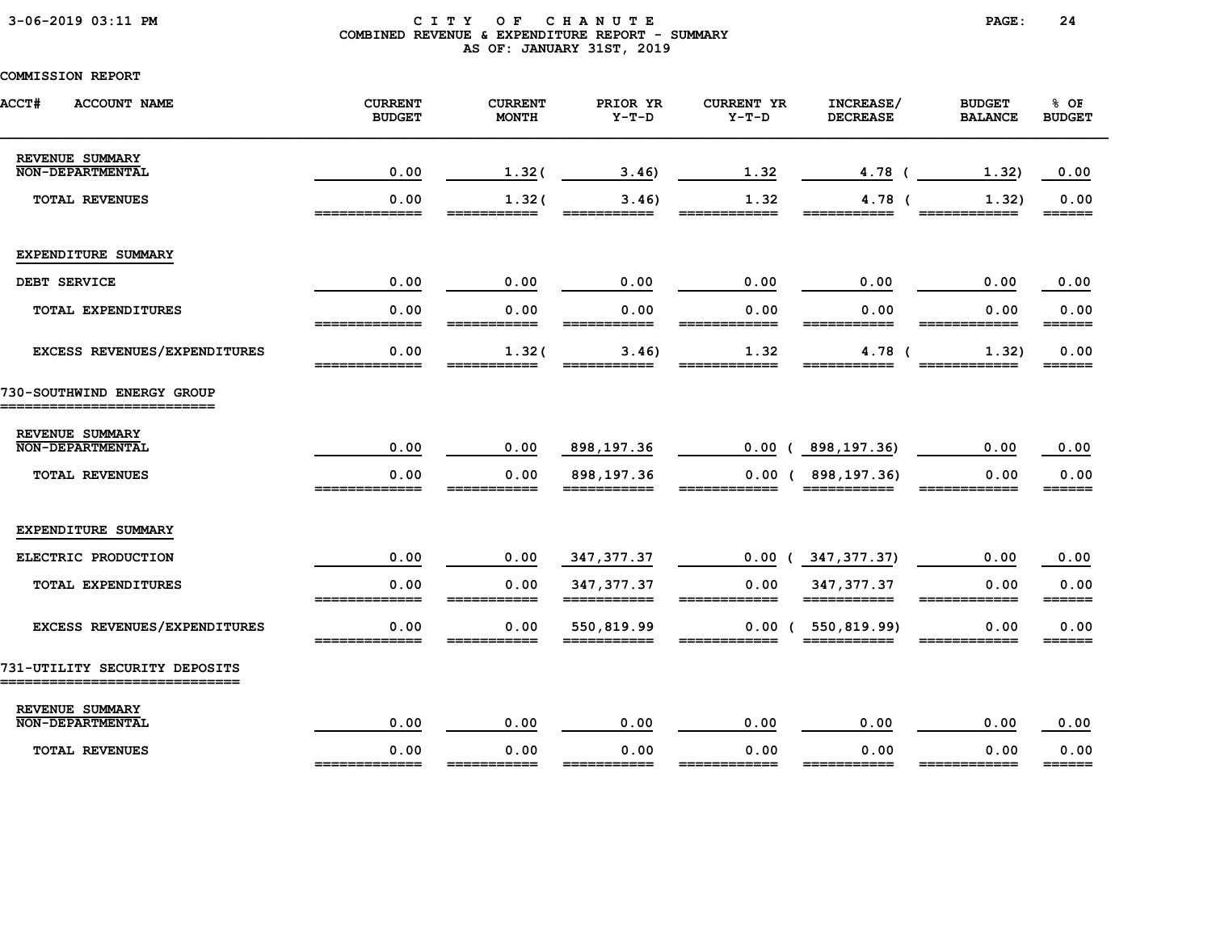CITY OF CHANUTE
COMBINED REVENUE & EXPENDITURE REPORT - SUMMARY
AS OF: JANUARY 31ST, 2019

COMMISSION REPORT

| ACCT# ACCOUNT NAME | CURRENT BUDGET | CURRENT MONTH | PRIOR YR Y-T-D | CURRENT YR Y-T-D | INCREASE/ DECREASE | BUDGET BALANCE | % OF BUDGET |
|---|---|---|---|---|---|---|---|
| REVENUE SUMMARY | | | | | | | |
| NON-DEPARTMENTAL | 0.00 | 1.32 | ( 3.46) | 1.32 | 4.78 | ( 1.32) | 0.00 |
| TOTAL REVENUES | 0.00 | 1.32 | ( 3.46) | 1.32 | 4.78 | ( 1.32) | 0.00 |
| EXPENDITURE SUMMARY | | | | | | | |
| DEBT SERVICE | 0.00 | 0.00 | 0.00 | 0.00 | 0.00 | 0.00 | 0.00 |
| TOTAL EXPENDITURES | 0.00 | 0.00 | 0.00 | 0.00 | 0.00 | 0.00 | 0.00 |
| EXCESS REVENUES/EXPENDITURES | 0.00 | 1.32 | ( 3.46) | 1.32 | 4.78 | ( 1.32) | 0.00 |
| **730-SOUTHWIND ENERGY GROUP** | | | | | | | |
| REVENUE SUMMARY | | | | | | | |
| NON-DEPARTMENTAL | 0.00 | 0.00 | 898,197.36 | 0.00 | ( 898,197.36) | 0.00 | 0.00 |
| TOTAL REVENUES | 0.00 | 0.00 | 898,197.36 | 0.00 | ( 898,197.36) | 0.00 | 0.00 |
| EXPENDITURE SUMMARY | | | | | | | |
| ELECTRIC PRODUCTION | 0.00 | 0.00 | 347,377.37 | 0.00 | ( 347,377.37) | 0.00 | 0.00 |
| TOTAL EXPENDITURES | 0.00 | 0.00 | 347,377.37 | 0.00 | 347,377.37 | 0.00 | 0.00 |
| EXCESS REVENUES/EXPENDITURES | 0.00 | 0.00 | 550,819.99 | 0.00 | ( 550,819.99) | 0.00 | 0.00 |
| **731-UTILITY SECURITY DEPOSITS** | | | | | | | |
| REVENUE SUMMARY | | | | | | | |
| NON-DEPARTMENTAL | 0.00 | 0.00 | 0.00 | 0.00 | 0.00 | 0.00 | 0.00 |
| TOTAL REVENUES | 0.00 | 0.00 | 0.00 | 0.00 | 0.00 | 0.00 | 0.00 |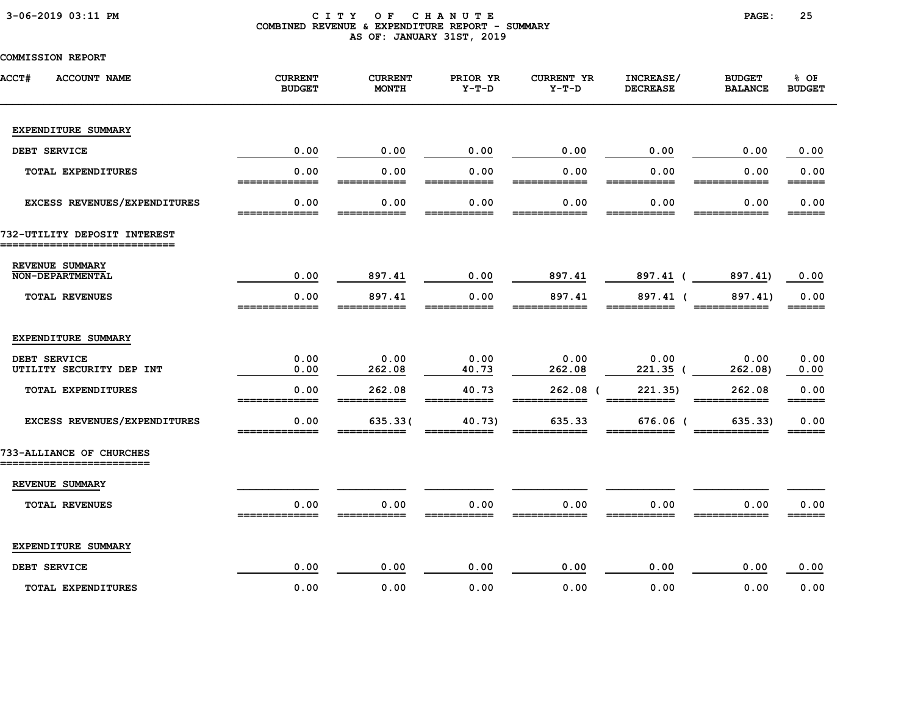CITY OF CHANUTE
COMBINED REVENUE & EXPENDITURE REPORT - SUMMARY
AS OF: JANUARY 31ST, 2019

COMMISSION REPORT

| ACCT# ACCOUNT NAME | CURRENT BUDGET | CURRENT MONTH | PRIOR YR Y-T-D | CURRENT YR Y-T-D | INCREASE/ DECREASE | BUDGET BALANCE | % OF BUDGET |
|---|---|---|---|---|---|---|---|
| **EXPENDITURE SUMMARY** | | | | | | | |
| DEBT SERVICE | 0.00 | 0.00 | 0.00 | 0.00 | 0.00 | 0.00 | 0.00 |
| TOTAL EXPENDITURES | 0.00 | 0.00 | 0.00 | 0.00 | 0.00 | 0.00 | 0.00 |
| EXCESS REVENUES/EXPENDITURES | 0.00 | 0.00 | 0.00 | 0.00 | 0.00 | 0.00 | 0.00 |
| **732-UTILITY DEPOSIT INTEREST** | | | | | | | |
| **REVENUE SUMMARY** | | | | | | | |
| NON-DEPARTMENTAL | 0.00 | 897.41 | 0.00 | 897.41 | 897.41 | ( 897.41) | 0.00 |
| TOTAL REVENUES | 0.00 | 897.41 | 0.00 | 897.41 | 897.41 | ( 897.41) | 0.00 |
| **EXPENDITURE SUMMARY** | | | | | | | |
| DEBT SERVICE | 0.00 | 0.00 | 0.00 | 0.00 | 0.00 | 0.00 | 0.00 |
| UTILITY SECURITY DEP INT | 0.00 | 262.08 | 40.73 | 262.08 | 221.35 | ( 262.08) | 0.00 |
| TOTAL EXPENDITURES | 0.00 | 262.08 | 40.73 | 262.08 | ( 221.35) | 262.08 | 0.00 |
| EXCESS REVENUES/EXPENDITURES | 0.00 | 635.33 | ( 40.73) | 635.33 | 676.06 | ( 635.33) | 0.00 |
| **733-ALLIANCE OF CHURCHES** | | | | | | | |
| **REVENUE SUMMARY** | | | | | | | |
| TOTAL REVENUES | 0.00 | 0.00 | 0.00 | 0.00 | 0.00 | 0.00 | 0.00 |
| **EXPENDITURE SUMMARY** | | | | | | | |
| DEBT SERVICE | 0.00 | 0.00 | 0.00 | 0.00 | 0.00 | 0.00 | 0.00 |
| TOTAL EXPENDITURES | 0.00 | 0.00 | 0.00 | 0.00 | 0.00 | 0.00 | 0.00 |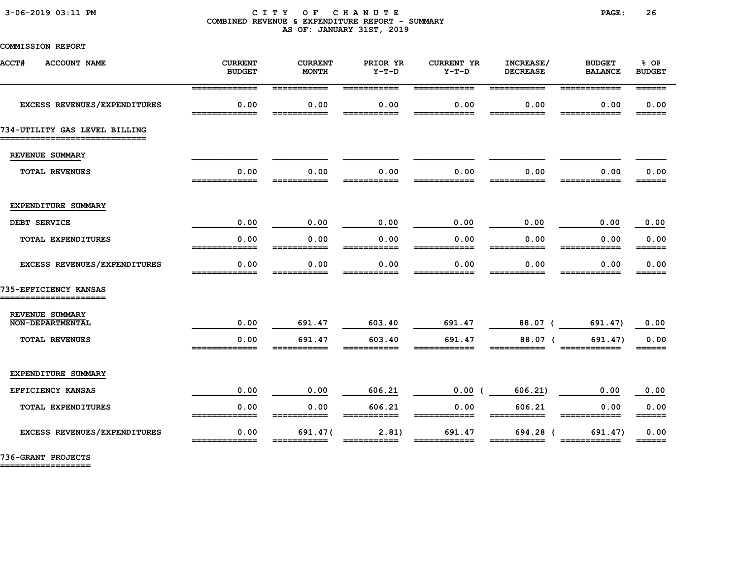COMBINED REVENUE & EXPENDITURE REPORT - SUMMARY

AS OF: JANUARY 31ST, 2019

COMMISSION REPORT

| ACCT# ACCOUNT NAME | CURRENT BUDGET | CURRENT MONTH | PRIOR YR Y-T-D | CURRENT YR Y-T-D | INCREASE/ DECREASE | BUDGET BALANCE | % OF BUDGET |
|---|---|---|---|---|---|---|---|
| EXCESS REVENUES/EXPENDITURES | 0.00 | 0.00 | 0.00 | 0.00 | 0.00 | 0.00 | 0.00 |
| **734-UTILITY GAS LEVEL BILLING** | | | | | | | |
| REVENUE SUMMARY | | | | | | | |
| TOTAL REVENUES | 0.00 | 0.00 | 0.00 | 0.00 | 0.00 | 0.00 | 0.00 |
| EXPENDITURE SUMMARY | | | | | | | |
| DEBT SERVICE | 0.00 | 0.00 | 0.00 | 0.00 | 0.00 | 0.00 | 0.00 |
| TOTAL EXPENDITURES | 0.00 | 0.00 | 0.00 | 0.00 | 0.00 | 0.00 | 0.00 |
| EXCESS REVENUES/EXPENDITURES | 0.00 | 0.00 | 0.00 | 0.00 | 0.00 | 0.00 | 0.00 |
| **735-EFFICIENCY KANSAS** | | | | | | | |
| REVENUE SUMMARY | | | | | | | |
| NON-DEPARTMENTAL | 0.00 | 691.47 | 603.40 | 691.47 | 88.07 | ( 691.47) | 0.00 |
| TOTAL REVENUES | 0.00 | 691.47 | 603.40 | 691.47 | 88.07 | ( 691.47) | 0.00 |
| EXPENDITURE SUMMARY | | | | | | | |
| EFFICIENCY KANSAS | 0.00 | 0.00 | 606.21 | 0.00 | ( 606.21) | 0.00 | 0.00 |
| TOTAL EXPENDITURES | 0.00 | 0.00 | 606.21 | 0.00 | 606.21 | 0.00 | 0.00 |
| EXCESS REVENUES/EXPENDITURES | 0.00 | 691.47 | ( 2.81) | 691.47 | 694.28 | ( 691.47) | 0.00 |
| **736-GRANT PROJECTS** | | | | | | | |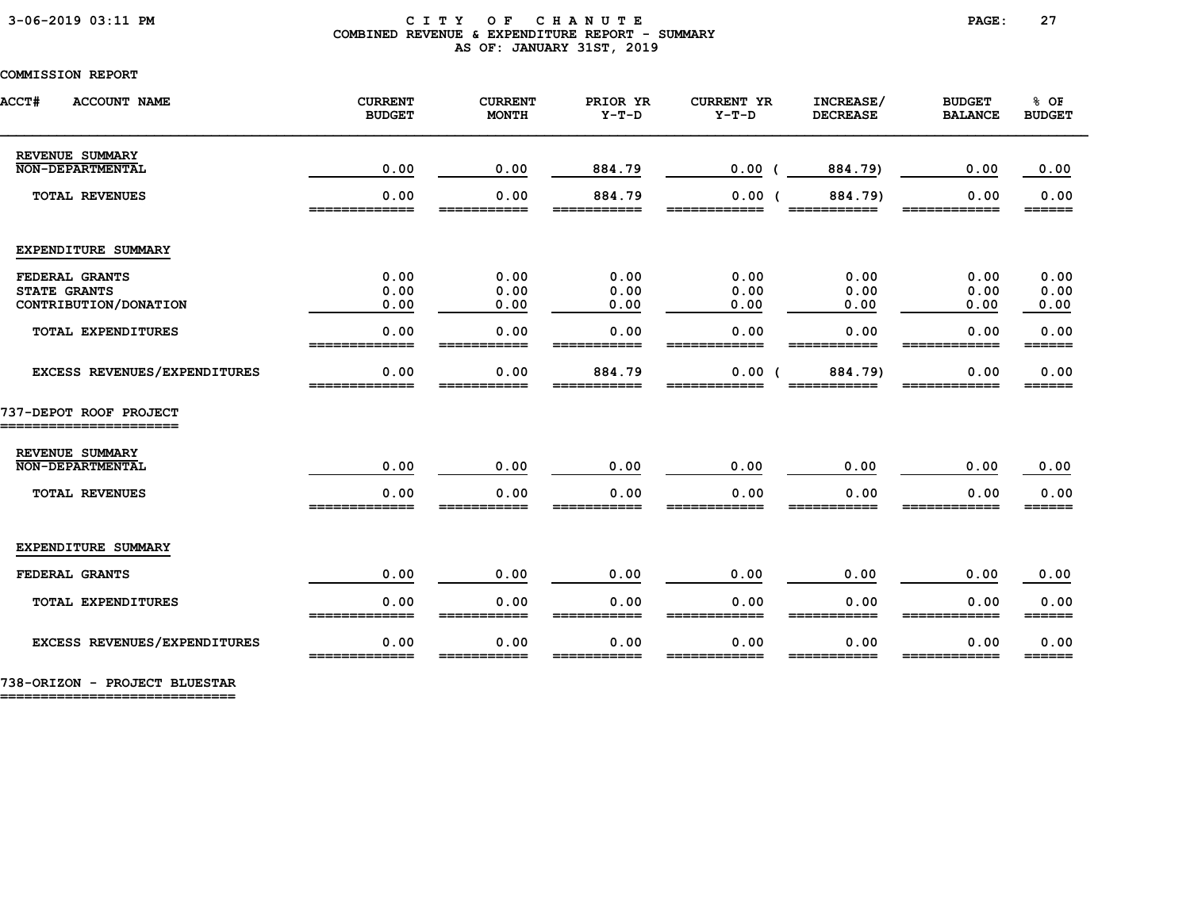# CITY OF CHANUTE
## COMBINED REVENUE & EXPENDITURE REPORT - SUMMARY
### AS OF: JANUARY 31ST, 2019

COMMISSION REPORT

| ACCT# ACCOUNT NAME | CURRENT BUDGET | CURRENT MONTH | PRIOR YR Y-T-D | CURRENT YR Y-T-D | INCREASE/ DECREASE | BUDGET BALANCE | % OF BUDGET |
|---|---|---|---|---|---|---|---|
| **REVENUE SUMMARY** | | | | | | | |
| NON-DEPARTMENTAL | 0.00 | 0.00 | 884.79 | 0.00 | ( 884.79) | 0.00 | 0.00 |
| TOTAL REVENUES | 0.00 | 0.00 | 884.79 | 0.00 | ( 884.79) | 0.00 | 0.00 |
| **EXPENDITURE SUMMARY** | | | | | | | |
| FEDERAL GRANTS | 0.00 | 0.00 | 0.00 | 0.00 | 0.00 | 0.00 | 0.00 |
| STATE GRANTS | 0.00 | 0.00 | 0.00 | 0.00 | 0.00 | 0.00 | 0.00 |
| CONTRIBUTION/DONATION | 0.00 | 0.00 | 0.00 | 0.00 | 0.00 | 0.00 | 0.00 |
| TOTAL EXPENDITURES | 0.00 | 0.00 | 0.00 | 0.00 | 0.00 | 0.00 | 0.00 |
| EXCESS REVENUES/EXPENDITURES | 0.00 | 0.00 | 884.79 | 0.00 | ( 884.79) | 0.00 | 0.00 |

## 737-DEPOT ROOF PROJECT

| ACCT# ACCOUNT NAME | CURRENT BUDGET | CURRENT MONTH | PRIOR YR Y-T-D | CURRENT YR Y-T-D | INCREASE/ DECREASE | BUDGET BALANCE | % OF BUDGET |
|---|---|---|---|---|---|---|---|
| **REVENUE SUMMARY** | | | | | | | |
| NON-DEPARTMENTAL | 0.00 | 0.00 | 0.00 | 0.00 | 0.00 | 0.00 | 0.00 |
| TOTAL REVENUES | 0.00 | 0.00 | 0.00 | 0.00 | 0.00 | 0.00 | 0.00 |
| **EXPENDITURE SUMMARY** | | | | | | | |
| FEDERAL GRANTS | 0.00 | 0.00 | 0.00 | 0.00 | 0.00 | 0.00 | 0.00 |
| TOTAL EXPENDITURES | 0.00 | 0.00 | 0.00 | 0.00 | 0.00 | 0.00 | 0.00 |
| EXCESS REVENUES/EXPENDITURES | 0.00 | 0.00 | 0.00 | 0.00 | 0.00 | 0.00 | 0.00 |

## 738-ORIZON - PROJECT BLUESTAR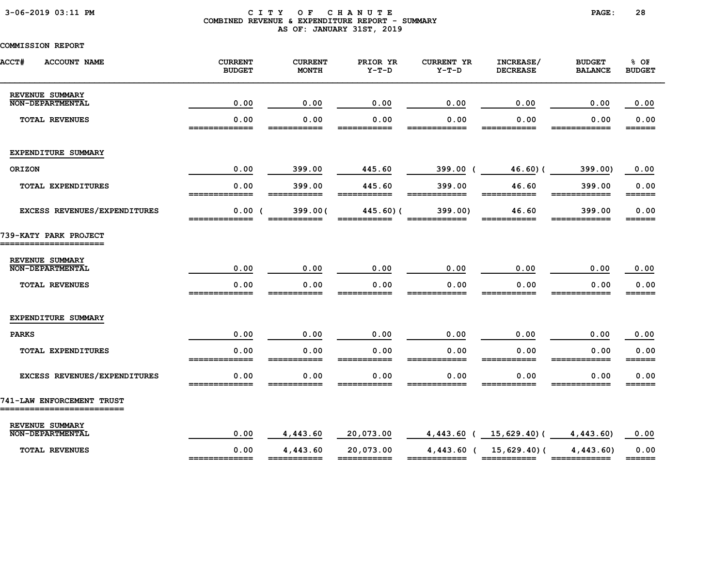CITY OF CHANUTE
COMBINED REVENUE & EXPENDITURE REPORT - SUMMARY
AS OF: JANUARY 31ST, 2019

COMMISSION REPORT

| ACCT# ACCOUNT NAME | CURRENT BUDGET | CURRENT MONTH | PRIOR YR Y-T-D | CURRENT YR Y-T-D | INCREASE/ DECREASE | BUDGET BALANCE | % OF BUDGET |
|---|---|---|---|---|---|---|---|
| REVENUE SUMMARY | | | | | | | |
| NON-DEPARTMENTAL | 0.00 | 0.00 | 0.00 | 0.00 | 0.00 | 0.00 | 0.00 |
| TOTAL REVENUES | 0.00 | 0.00 | 0.00 | 0.00 | 0.00 | 0.00 | 0.00 |
| EXPENDITURE SUMMARY | | | | | | | |
| ORIZON | 0.00 | 399.00 | 445.60 | 399.00 | ( 46.60) | ( 399.00) | 0.00 |
| TOTAL EXPENDITURES | 0.00 | 399.00 | 445.60 | 399.00 | 46.60 | 399.00 | 0.00 |
| EXCESS REVENUES/EXPENDITURES | 0.00 | ( 399.00) | ( 445.60) | ( 399.00) | 46.60 | 399.00 | 0.00 |
| **739-KATY PARK PROJECT** | | | | | | | |
| REVENUE SUMMARY | | | | | | | |
| NON-DEPARTMENTAL | 0.00 | 0.00 | 0.00 | 0.00 | 0.00 | 0.00 | 0.00 |
| TOTAL REVENUES | 0.00 | 0.00 | 0.00 | 0.00 | 0.00 | 0.00 | 0.00 |
| EXPENDITURE SUMMARY | | | | | | | |
| PARKS | 0.00 | 0.00 | 0.00 | 0.00 | 0.00 | 0.00 | 0.00 |
| TOTAL EXPENDITURES | 0.00 | 0.00 | 0.00 | 0.00 | 0.00 | 0.00 | 0.00 |
| EXCESS REVENUES/EXPENDITURES | 0.00 | 0.00 | 0.00 | 0.00 | 0.00 | 0.00 | 0.00 |
| **741-LAW ENFORCEMENT TRUST** | | | | | | | |
| REVENUE SUMMARY | | | | | | | |
| NON-DEPARTMENTAL | 0.00 | 4,443.60 | 20,073.00 | 4,443.60 | ( 15,629.40) | ( 4,443.60) | 0.00 |
| TOTAL REVENUES | 0.00 | 4,443.60 | 20,073.00 | 4,443.60 | ( 15,629.40) | ( 4,443.60) | 0.00 |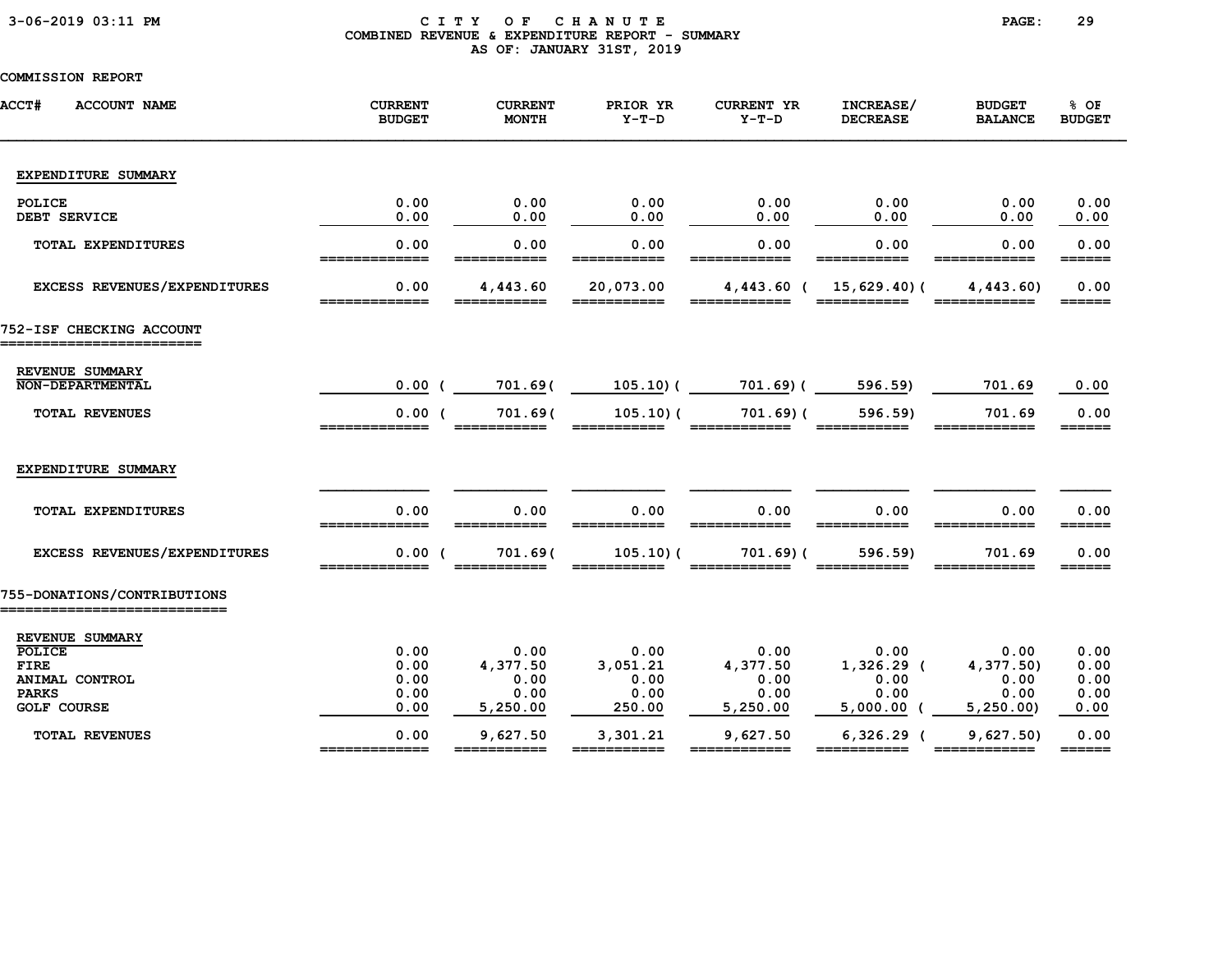CITY OF CHANUTE
COMBINED REVENUE & EXPENDITURE REPORT - SUMMARY
AS OF: JANUARY 31ST, 2019

COMMISSION REPORT

| ACCT# ACCOUNT NAME | CURRENT BUDGET | CURRENT MONTH | PRIOR YR Y-T-D | CURRENT YR Y-T-D | INCREASE/ DECREASE | BUDGET BALANCE | % OF BUDGET |
|---|---|---|---|---|---|---|---|
| **EXPENDITURE SUMMARY** | | | | | | | |
| POLICE | 0.00 | 0.00 | 0.00 | 0.00 | 0.00 | 0.00 | 0.00 |
| DEBT SERVICE | 0.00 | 0.00 | 0.00 | 0.00 | 0.00 | 0.00 | 0.00 |
| TOTAL EXPENDITURES | 0.00 | 0.00 | 0.00 | 0.00 | 0.00 | 0.00 | 0.00 |
| EXCESS REVENUES/EXPENDITURES | 0.00 | 4,443.60 | 20,073.00 | 4,443.60 | (15,629.40) | (4,443.60) | 0.00 |
| **752-ISF CHECKING ACCOUNT** | | | | | | | |
| **REVENUE SUMMARY** | | | | | | | |
| NON-DEPARTMENTAL | 0.00 | (701.69) | (105.10) | (701.69) | (596.59) | 701.69 | 0.00 |
| TOTAL REVENUES | 0.00 | (701.69) | (105.10) | (701.69) | (596.59) | 701.69 | 0.00 |
| **EXPENDITURE SUMMARY** | | | | | | | |
| TOTAL EXPENDITURES | 0.00 | 0.00 | 0.00 | 0.00 | 0.00 | 0.00 | 0.00 |
| EXCESS REVENUES/EXPENDITURES | 0.00 | (701.69) | (105.10) | (701.69) | (596.59) | 701.69 | 0.00 |
| **755-DONATIONS/CONTRIBUTIONS** | | | | | | | |
| **REVENUE SUMMARY** | | | | | | | |
| POLICE | 0.00 | 0.00 | 0.00 | 0.00 | 0.00 | 0.00 | 0.00 |
| FIRE | 0.00 | 4,377.50 | 3,051.21 | 4,377.50 | 1,326.29 | (4,377.50) | 0.00 |
| ANIMAL CONTROL | 0.00 | 0.00 | 0.00 | 0.00 | 0.00 | 0.00 | 0.00 |
| PARKS | 0.00 | 0.00 | 0.00 | 0.00 | 0.00 | 0.00 | 0.00 |
| GOLF COURSE | 0.00 | 5,250.00 | 250.00 | 5,250.00 | 5,000.00 | (5,250.00) | 0.00 |
| TOTAL REVENUES | 0.00 | 9,627.50 | 3,301.21 | 9,627.50 | 6,326.29 | (9,627.50) | 0.00 |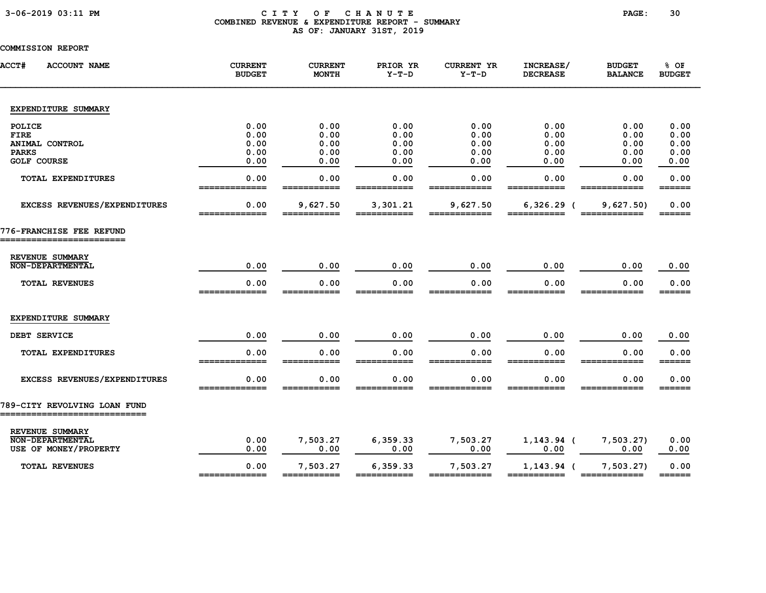## C I T Y O F C H A N U T E
### COMBINED REVENUE & EXPENDITURE REPORT - SUMMARY
### AS OF: JANUARY 31ST, 2019

COMMISSION REPORT

| ACCT# ACCOUNT NAME | CURRENT BUDGET | CURRENT MONTH | PRIOR YR Y-T-D | CURRENT YR Y-T-D | INCREASE/ DECREASE | BUDGET BALANCE | % OF BUDGET |
|---|---|---|---|---|---|---|---|
| **EXPENDITURE SUMMARY** | | | | | | | |
| POLICE | 0.00 | 0.00 | 0.00 | 0.00 | 0.00 | 0.00 | 0.00 |
| FIRE | 0.00 | 0.00 | 0.00 | 0.00 | 0.00 | 0.00 | 0.00 |
| ANIMAL CONTROL | 0.00 | 0.00 | 0.00 | 0.00 | 0.00 | 0.00 | 0.00 |
| PARKS | 0.00 | 0.00 | 0.00 | 0.00 | 0.00 | 0.00 | 0.00 |
| GOLF COURSE | 0.00 | 0.00 | 0.00 | 0.00 | 0.00 | 0.00 | 0.00 |
| TOTAL EXPENDITURES | 0.00 | 0.00 | 0.00 | 0.00 | 0.00 | 0.00 | 0.00 |
| EXCESS REVENUES/EXPENDITURES | 0.00 | 9,627.50 | 3,301.21 | 9,627.50 | 6,326.29 | ( 9,627.50) | 0.00 |
| **776-FRANCHISE FEE REFUND** | | | | | | | |
| **REVENUE SUMMARY** | | | | | | | |
| NON-DEPARTMENTAL | 0.00 | 0.00 | 0.00 | 0.00 | 0.00 | 0.00 | 0.00 |
| TOTAL REVENUES | 0.00 | 0.00 | 0.00 | 0.00 | 0.00 | 0.00 | 0.00 |
| **EXPENDITURE SUMMARY** | | | | | | | |
| DEBT SERVICE | 0.00 | 0.00 | 0.00 | 0.00 | 0.00 | 0.00 | 0.00 |
| TOTAL EXPENDITURES | 0.00 | 0.00 | 0.00 | 0.00 | 0.00 | 0.00 | 0.00 |
| EXCESS REVENUES/EXPENDITURES | 0.00 | 0.00 | 0.00 | 0.00 | 0.00 | 0.00 | 0.00 |
| **789-CITY REVOLVING LOAN FUND** | | | | | | | |
| **REVENUE SUMMARY** | | | | | | | |
| NON-DEPARTMENTAL | 0.00 | 7,503.27 | 6,359.33 | 7,503.27 | 1,143.94 | ( 7,503.27) | 0.00 |
| USE OF MONEY/PROPERTY | 0.00 | 0.00 | 0.00 | 0.00 | 0.00 | 0.00 | 0.00 |
| TOTAL REVENUES | 0.00 | 7,503.27 | 6,359.33 | 7,503.27 | 1,143.94 | ( 7,503.27) | 0.00 |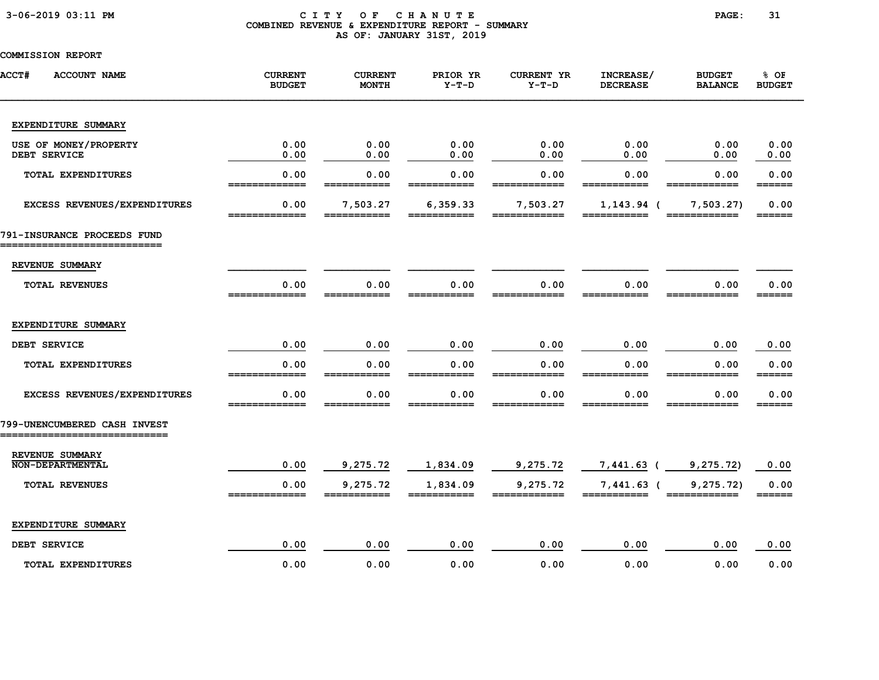# CITY OF CHANUTE

## COMBINED REVENUE & EXPENDITURE REPORT - SUMMARY

AS OF: JANUARY 31ST, 2019

COMMISSION REPORT

| ACCT# ACCOUNT NAME | CURRENT BUDGET | CURRENT MONTH | PRIOR YR Y-T-D | CURRENT YR Y-T-D | INCREASE/ DECREASE | BUDGET BALANCE | % OF BUDGET |
|---|---|---|---|---|---|---|---|
| **EXPENDITURE SUMMARY** | | | | | | | |
| USE OF MONEY/PROPERTY | 0.00 | 0.00 | 0.00 | 0.00 | 0.00 | 0.00 | 0.00 |
| DEBT SERVICE | 0.00 | 0.00 | 0.00 | 0.00 | 0.00 | 0.00 | 0.00 |
| TOTAL EXPENDITURES | 0.00 | 0.00 | 0.00 | 0.00 | 0.00 | 0.00 | 0.00 |
| EXCESS REVENUES/EXPENDITURES | 0.00 | 7,503.27 | 6,359.33 | 7,503.27 | 1,143.94 | (7,503.27) | 0.00 |
| **791-INSURANCE PROCEEDS FUND** | | | | | | | |
| **REVENUE SUMMARY** | | | | | | | |
| TOTAL REVENUES | 0.00 | 0.00 | 0.00 | 0.00 | 0.00 | 0.00 | 0.00 |
| **EXPENDITURE SUMMARY** | | | | | | | |
| DEBT SERVICE | 0.00 | 0.00 | 0.00 | 0.00 | 0.00 | 0.00 | 0.00 |
| TOTAL EXPENDITURES | 0.00 | 0.00 | 0.00 | 0.00 | 0.00 | 0.00 | 0.00 |
| EXCESS REVENUES/EXPENDITURES | 0.00 | 0.00 | 0.00 | 0.00 | 0.00 | 0.00 | 0.00 |
| **799-UNENCUMBERED CASH INVEST** | | | | | | | |
| **REVENUE SUMMARY** | | | | | | | |
| NON-DEPARTMENTAL | 0.00 | 9,275.72 | 1,834.09 | 9,275.72 | 7,441.63 | (9,275.72) | 0.00 |
| TOTAL REVENUES | 0.00 | 9,275.72 | 1,834.09 | 9,275.72 | 7,441.63 | (9,275.72) | 0.00 |
| **EXPENDITURE SUMMARY** | | | | | | | |
| DEBT SERVICE | 0.00 | 0.00 | 0.00 | 0.00 | 0.00 | 0.00 | 0.00 |
| TOTAL EXPENDITURES | 0.00 | 0.00 | 0.00 | 0.00 | 0.00 | 0.00 | 0.00 |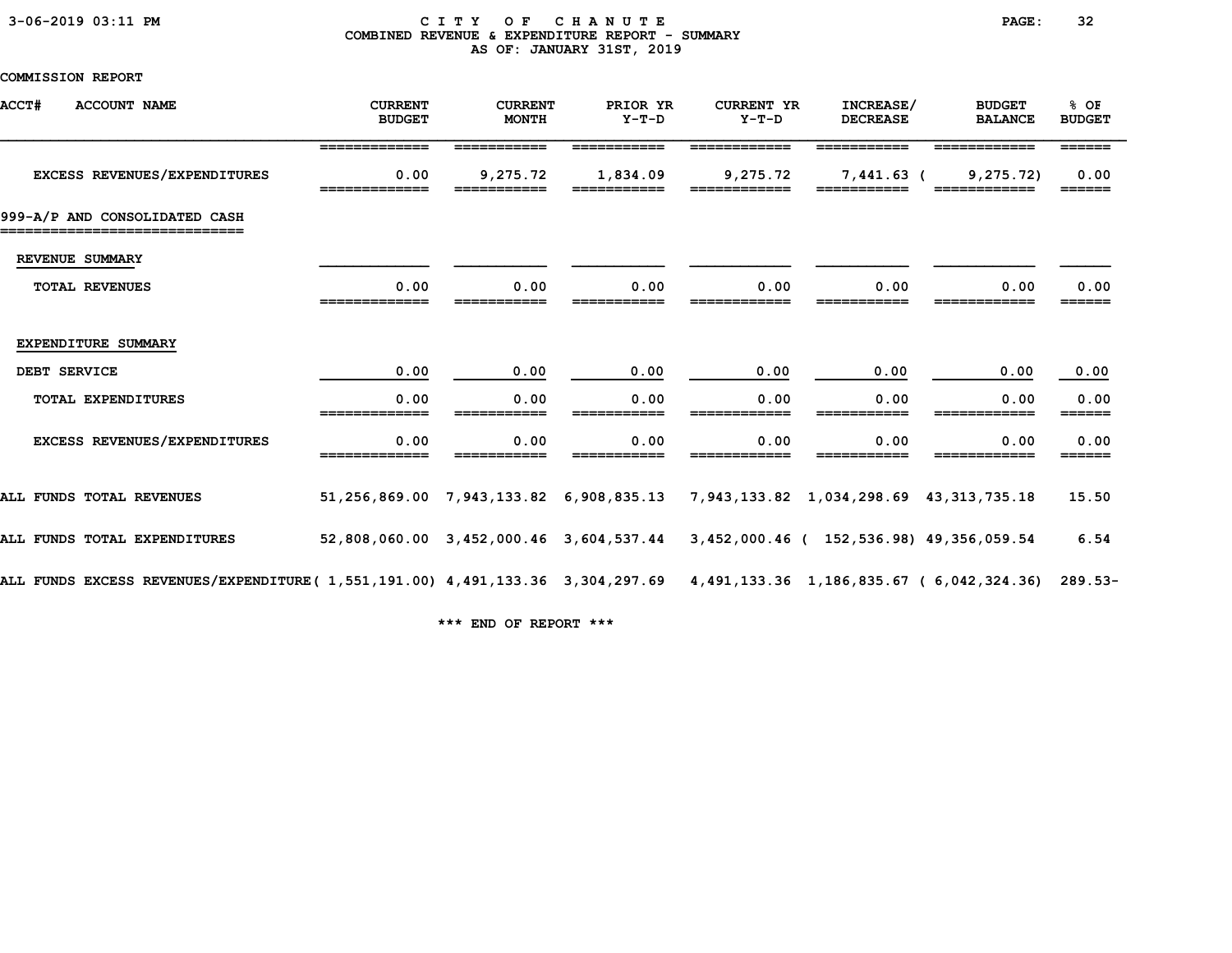# CITY OF CHANUTE
## COMBINED REVENUE & EXPENDITURE REPORT - SUMMARY
### AS OF: JANUARY 31ST, 2019

COMMISSION REPORT

| ACCT# ACCOUNT NAME | CURRENT BUDGET | CURRENT MONTH | PRIOR YR Y-T-D | CURRENT YR Y-T-D | INCREASE/ DECREASE | BUDGET BALANCE | % OF BUDGET |
|---|---|---|---|---|---|---|---|
| EXCESS REVENUES/EXPENDITURES | 0.00 | 9,275.72 | 1,834.09 | 9,275.72 | 7,441.63 | ( 9,275.72) | 0.00 |
| **999-A/P AND CONSOLIDATED CASH** | | | | | | | |
| REVENUE SUMMARY | | | | | | | |
| TOTAL REVENUES | 0.00 | 0.00 | 0.00 | 0.00 | 0.00 | 0.00 | 0.00 |
| EXPENDITURE SUMMARY | | | | | | | |
| DEBT SERVICE | 0.00 | 0.00 | 0.00 | 0.00 | 0.00 | 0.00 | 0.00 |
| TOTAL EXPENDITURES | 0.00 | 0.00 | 0.00 | 0.00 | 0.00 | 0.00 | 0.00 |
| EXCESS REVENUES/EXPENDITURES | 0.00 | 0.00 | 0.00 | 0.00 | 0.00 | 0.00 | 0.00 |
| ALL FUNDS TOTAL REVENUES | 51,256,869.00 | 7,943,133.82 | 6,908,835.13 | 7,943,133.82 | 1,034,298.69 | 43,313,735.18 | 15.50 |
| ALL FUNDS TOTAL EXPENDITURES | 52,808,060.00 | 3,452,000.46 | 3,604,537.44 | 3,452,000.46 | ( 152,536.98) | 49,356,059.54 | 6.54 |
| ALL FUNDS EXCESS REVENUES/EXPENDITURE | ( 1,551,191.00) | 4,491,133.36 | 3,304,297.69 | 4,491,133.36 | 1,186,835.67 | ( 6,042,324.36) | 289.53- |

*** END OF REPORT ***